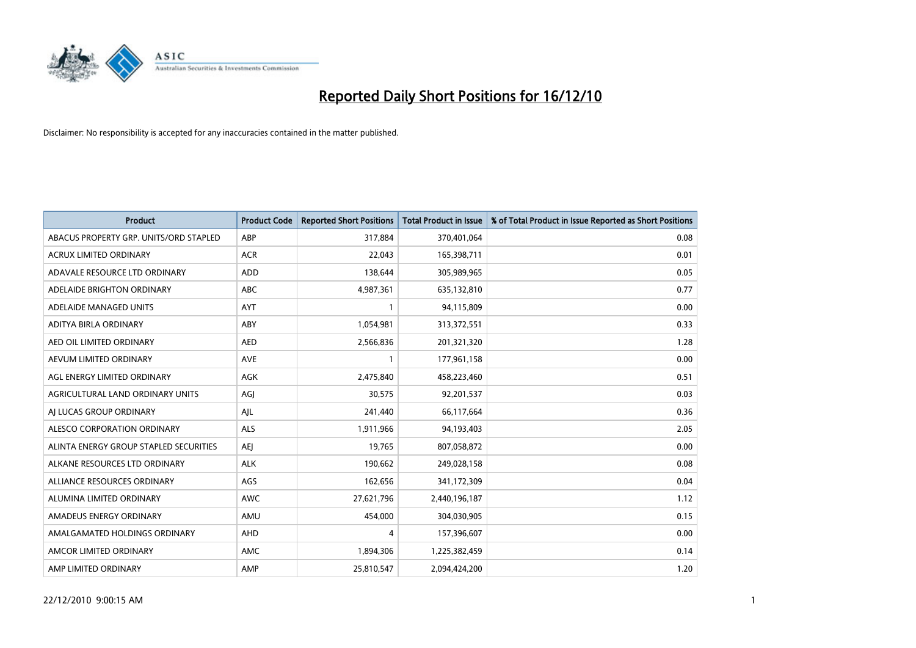# Reported Daily Short Positions for 16/12/10

Disclaimer: No responsibility is accepted for any inaccuracies contained in the matter published.

| Product | Product Code | Reported Short Positions | Total Product in Issue | % of Total Product in Issue Reported as Short Positions |
|---|---|---|---|---|
| ABACUS PROPERTY GRP. UNITS/ORD STAPLED | ABP | 317,884 | 370,401,064 | 0.08 |
| ACRUX LIMITED ORDINARY | ACR | 22,043 | 165,398,711 | 0.01 |
| ADAVALE RESOURCE LTD ORDINARY | ADD | 138,644 | 305,989,965 | 0.05 |
| ADELAIDE BRIGHTON ORDINARY | ABC | 4,987,361 | 635,132,810 | 0.77 |
| ADELAIDE MANAGED UNITS | AYT | 1 | 94,115,809 | 0.00 |
| ADITYA BIRLA ORDINARY | ABY | 1,054,981 | 313,372,551 | 0.33 |
| AED OIL LIMITED ORDINARY | AED | 2,566,836 | 201,321,320 | 1.28 |
| AEVUM LIMITED ORDINARY | AVE | 1 | 177,961,158 | 0.00 |
| AGL ENERGY LIMITED ORDINARY | AGK | 2,475,840 | 458,223,460 | 0.51 |
| AGRICULTURAL LAND ORDINARY UNITS | AGJ | 30,575 | 92,201,537 | 0.03 |
| AJ LUCAS GROUP ORDINARY | AJL | 241,440 | 66,117,664 | 0.36 |
| ALESCO CORPORATION ORDINARY | ALS | 1,911,966 | 94,193,403 | 2.05 |
| ALINTA ENERGY GROUP STAPLED SECURITIES | AEJ | 19,765 | 807,058,872 | 0.00 |
| ALKANE RESOURCES LTD ORDINARY | ALK | 190,662 | 249,028,158 | 0.08 |
| ALLIANCE RESOURCES ORDINARY | AGS | 162,656 | 341,172,309 | 0.04 |
| ALUMINA LIMITED ORDINARY | AWC | 27,621,796 | 2,440,196,187 | 1.12 |
| AMADEUS ENERGY ORDINARY | AMU | 454,000 | 304,030,905 | 0.15 |
| AMALGAMATED HOLDINGS ORDINARY | AHD | 4 | 157,396,607 | 0.00 |
| AMCOR LIMITED ORDINARY | AMC | 1,894,306 | 1,225,382,459 | 0.14 |
| AMP LIMITED ORDINARY | AMP | 25,810,547 | 2,094,424,200 | 1.20 |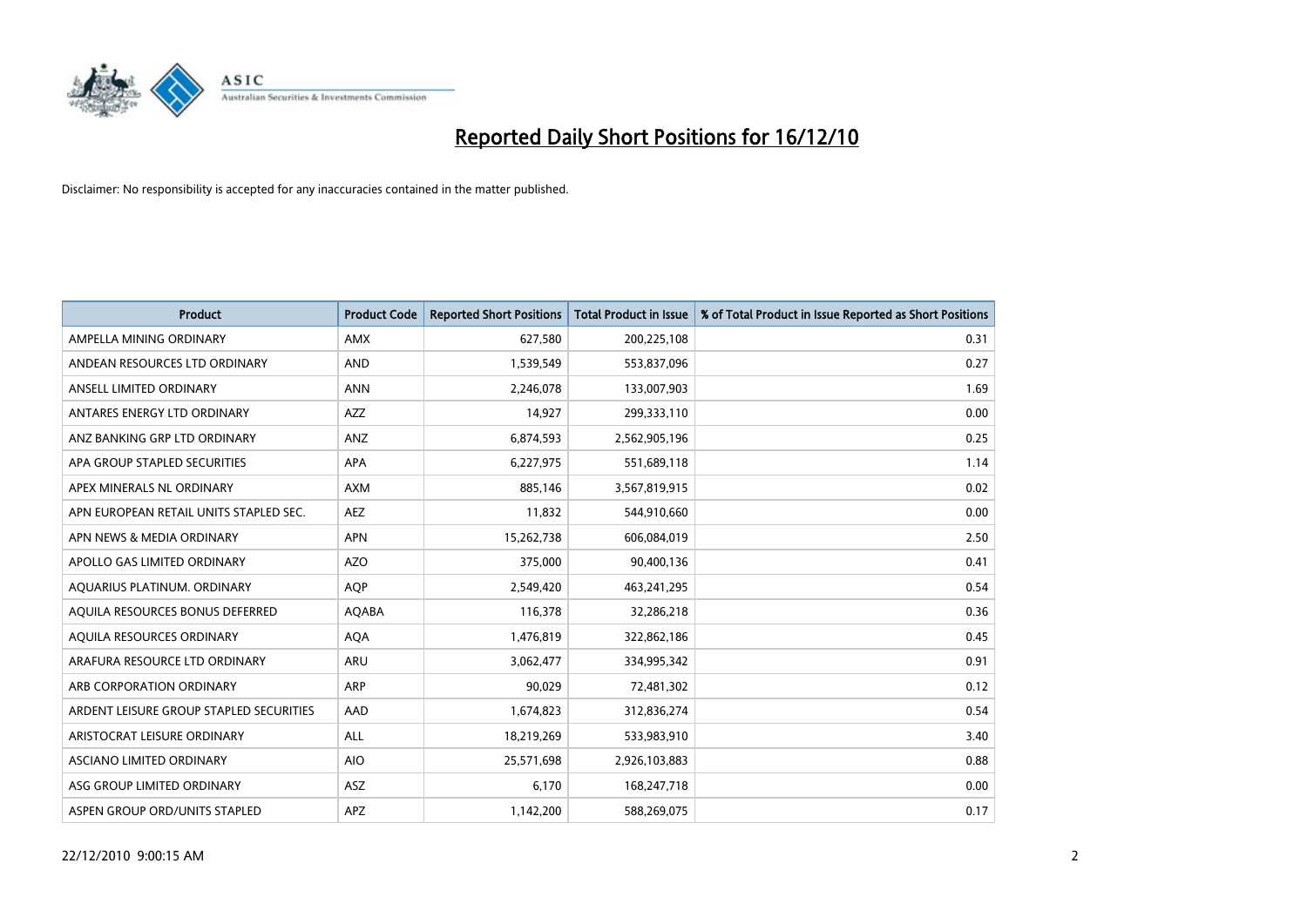# Reported Daily Short Positions for 16/12/10

Disclaimer: No responsibility is accepted for any inaccuracies contained in the matter published.

| Product | Product Code | Reported Short Positions | Total Product in Issue | % of Total Product in Issue Reported as Short Positions |
|---|---|---|---|---|
| AMPELLA MINING ORDINARY | AMX | 627,580 | 200,225,108 | 0.31 |
| ANDEAN RESOURCES LTD ORDINARY | AND | 1,539,549 | 553,837,096 | 0.27 |
| ANSELL LIMITED ORDINARY | ANN | 2,246,078 | 133,007,903 | 1.69 |
| ANTARES ENERGY LTD ORDINARY | AZZ | 14,927 | 299,333,110 | 0.00 |
| ANZ BANKING GRP LTD ORDINARY | ANZ | 6,874,593 | 2,562,905,196 | 0.25 |
| APA GROUP STAPLED SECURITIES | APA | 6,227,975 | 551,689,118 | 1.14 |
| APEX MINERALS NL ORDINARY | AXM | 885,146 | 3,567,819,915 | 0.02 |
| APN EUROPEAN RETAIL UNITS STAPLED SEC. | AEZ | 11,832 | 544,910,660 | 0.00 |
| APN NEWS & MEDIA ORDINARY | APN | 15,262,738 | 606,084,019 | 2.50 |
| APOLLO GAS LIMITED ORDINARY | AZO | 375,000 | 90,400,136 | 0.41 |
| AQUARIUS PLATINUM. ORDINARY | AQP | 2,549,420 | 463,241,295 | 0.54 |
| AQUILA RESOURCES BONUS DEFERRED | AQABA | 116,378 | 32,286,218 | 0.36 |
| AQUILA RESOURCES ORDINARY | AQA | 1,476,819 | 322,862,186 | 0.45 |
| ARAFURA RESOURCE LTD ORDINARY | ARU | 3,062,477 | 334,995,342 | 0.91 |
| ARB CORPORATION ORDINARY | ARP | 90,029 | 72,481,302 | 0.12 |
| ARDENT LEISURE GROUP STAPLED SECURITIES | AAD | 1,674,823 | 312,836,274 | 0.54 |
| ARISTOCRAT LEISURE ORDINARY | ALL | 18,219,269 | 533,983,910 | 3.40 |
| ASCIANO LIMITED ORDINARY | AIO | 25,571,698 | 2,926,103,883 | 0.88 |
| ASG GROUP LIMITED ORDINARY | ASZ | 6,170 | 168,247,718 | 0.00 |
| ASPEN GROUP ORD/UNITS STAPLED | APZ | 1,142,200 | 588,269,075 | 0.17 |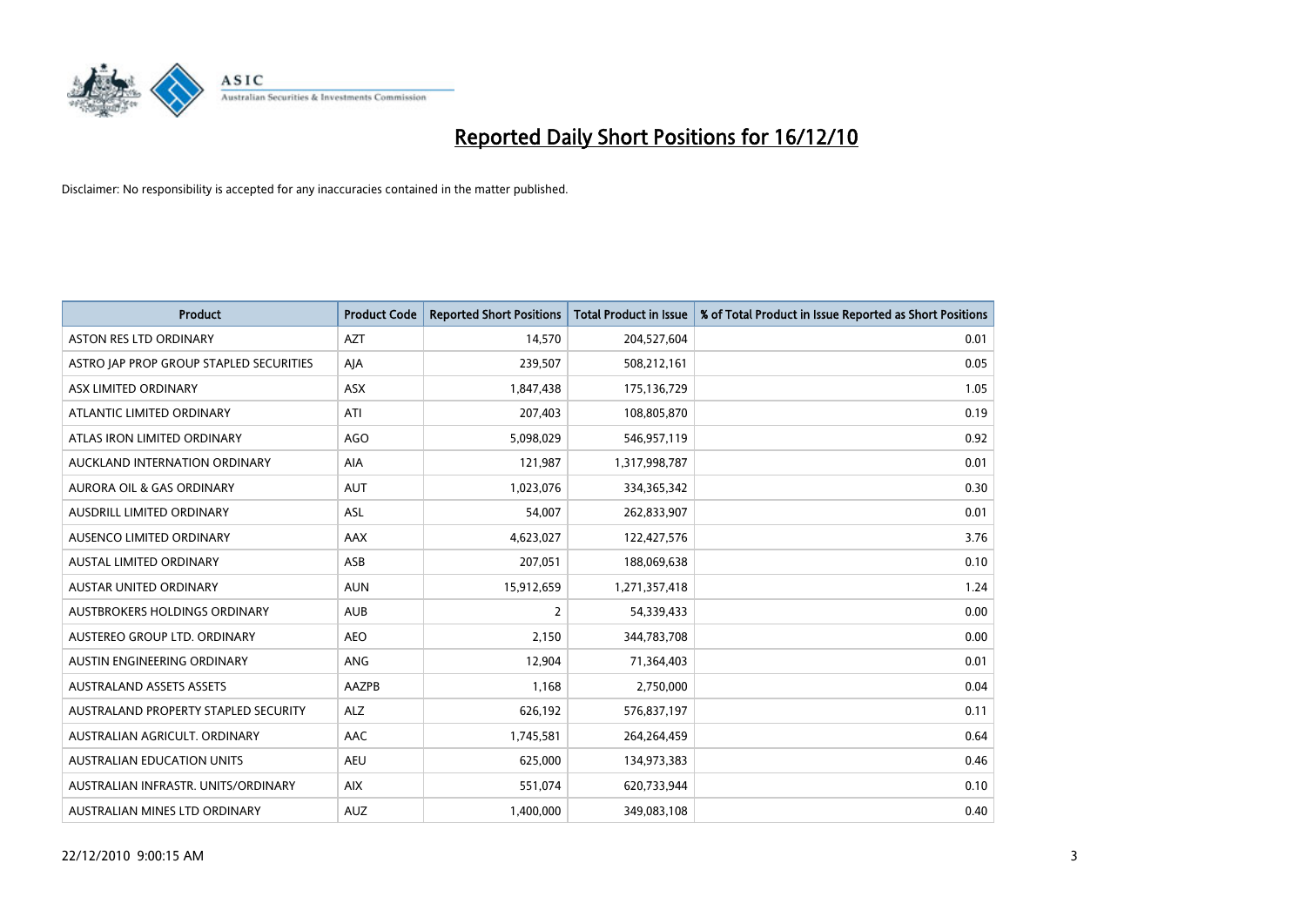# Reported Daily Short Positions for 16/12/10

Disclaimer: No responsibility is accepted for any inaccuracies contained in the matter published.

| Product | Product Code | Reported Short Positions | Total Product in Issue | % of Total Product in Issue Reported as Short Positions |
|---|---|---|---|---|
| ASTON RES LTD ORDINARY | AZT | 14,570 | 204,527,604 | 0.01 |
| ASTRO JAP PROP GROUP STAPLED SECURITIES | AJA | 239,507 | 508,212,161 | 0.05 |
| ASX LIMITED ORDINARY | ASX | 1,847,438 | 175,136,729 | 1.05 |
| ATLANTIC LIMITED ORDINARY | ATI | 207,403 | 108,805,870 | 0.19 |
| ATLAS IRON LIMITED ORDINARY | AGO | 5,098,029 | 546,957,119 | 0.92 |
| AUCKLAND INTERNATION ORDINARY | AIA | 121,987 | 1,317,998,787 | 0.01 |
| AURORA OIL & GAS ORDINARY | AUT | 1,023,076 | 334,365,342 | 0.30 |
| AUSDRILL LIMITED ORDINARY | ASL | 54,007 | 262,833,907 | 0.01 |
| AUSENCO LIMITED ORDINARY | AAX | 4,623,027 | 122,427,576 | 3.76 |
| AUSTAL LIMITED ORDINARY | ASB | 207,051 | 188,069,638 | 0.10 |
| AUSTAR UNITED ORDINARY | AUN | 15,912,659 | 1,271,357,418 | 1.24 |
| AUSTBROKERS HOLDINGS ORDINARY | AUB | 2 | 54,339,433 | 0.00 |
| AUSTEREO GROUP LTD. ORDINARY | AEO | 2,150 | 344,783,708 | 0.00 |
| AUSTIN ENGINEERING ORDINARY | ANG | 12,904 | 71,364,403 | 0.01 |
| AUSTRALAND ASSETS ASSETS | AAZPB | 1,168 | 2,750,000 | 0.04 |
| AUSTRALAND PROPERTY STAPLED SECURITY | ALZ | 626,192 | 576,837,197 | 0.11 |
| AUSTRALIAN AGRICULT. ORDINARY | AAC | 1,745,581 | 264,264,459 | 0.64 |
| AUSTRALIAN EDUCATION UNITS | AEU | 625,000 | 134,973,383 | 0.46 |
| AUSTRALIAN INFRASTR. UNITS/ORDINARY | AIX | 551,074 | 620,733,944 | 0.10 |
| AUSTRALIAN MINES LTD ORDINARY | AUZ | 1,400,000 | 349,083,108 | 0.40 |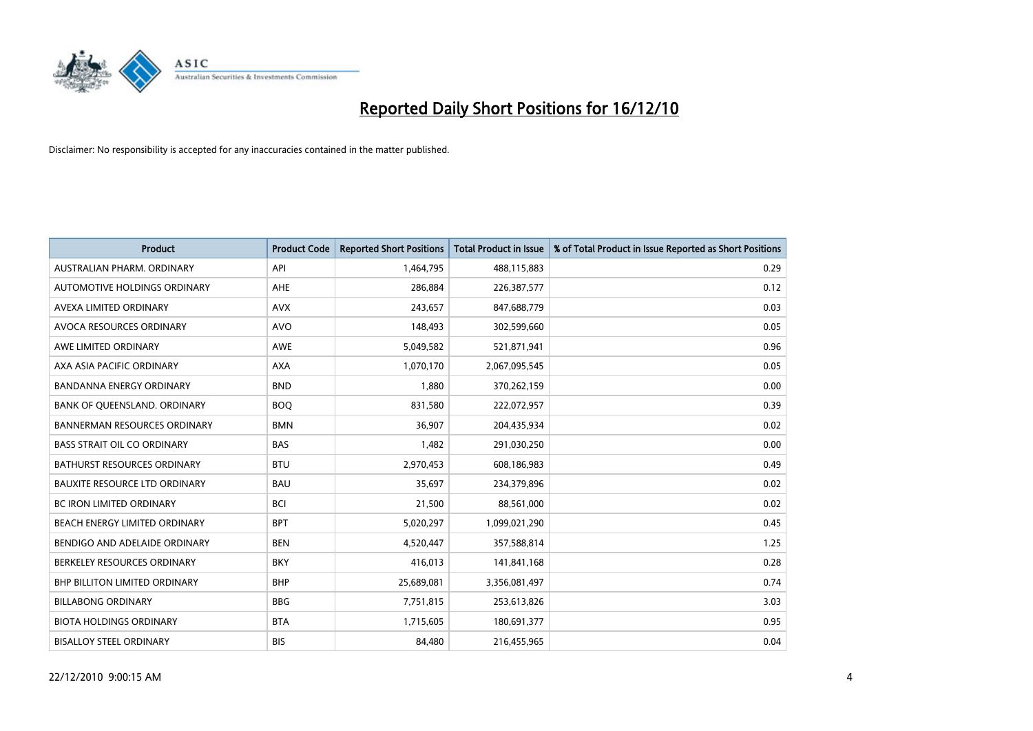# Reported Daily Short Positions for 16/12/10

Disclaimer: No responsibility is accepted for any inaccuracies contained in the matter published.

| Product | Product Code | Reported Short Positions | Total Product in Issue | % of Total Product in Issue Reported as Short Positions |
|---|---|---|---|---|
| AUSTRALIAN PHARM. ORDINARY | API | 1,464,795 | 488,115,883 | 0.29 |
| AUTOMOTIVE HOLDINGS ORDINARY | AHE | 286,884 | 226,387,577 | 0.12 |
| AVEXA LIMITED ORDINARY | AVX | 243,657 | 847,688,779 | 0.03 |
| AVOCA RESOURCES ORDINARY | AVO | 148,493 | 302,599,660 | 0.05 |
| AWE LIMITED ORDINARY | AWE | 5,049,582 | 521,871,941 | 0.96 |
| AXA ASIA PACIFIC ORDINARY | AXA | 1,070,170 | 2,067,095,545 | 0.05 |
| BANDANNA ENERGY ORDINARY | BND | 1,880 | 370,262,159 | 0.00 |
| BANK OF QUEENSLAND. ORDINARY | BOQ | 831,580 | 222,072,957 | 0.39 |
| BANNERMAN RESOURCES ORDINARY | BMN | 36,907 | 204,435,934 | 0.02 |
| BASS STRAIT OIL CO ORDINARY | BAS | 1,482 | 291,030,250 | 0.00 |
| BATHURST RESOURCES ORDINARY | BTU | 2,970,453 | 608,186,983 | 0.49 |
| BAUXITE RESOURCE LTD ORDINARY | BAU | 35,697 | 234,379,896 | 0.02 |
| BC IRON LIMITED ORDINARY | BCI | 21,500 | 88,561,000 | 0.02 |
| BEACH ENERGY LIMITED ORDINARY | BPT | 5,020,297 | 1,099,021,290 | 0.45 |
| BENDIGO AND ADELAIDE ORDINARY | BEN | 4,520,447 | 357,588,814 | 1.25 |
| BERKELEY RESOURCES ORDINARY | BKY | 416,013 | 141,841,168 | 0.28 |
| BHP BILLITON LIMITED ORDINARY | BHP | 25,689,081 | 3,356,081,497 | 0.74 |
| BILLABONG ORDINARY | BBG | 7,751,815 | 253,613,826 | 3.03 |
| BIOTA HOLDINGS ORDINARY | BTA | 1,715,605 | 180,691,377 | 0.95 |
| BISALLOY STEEL ORDINARY | BIS | 84,480 | 216,455,965 | 0.04 |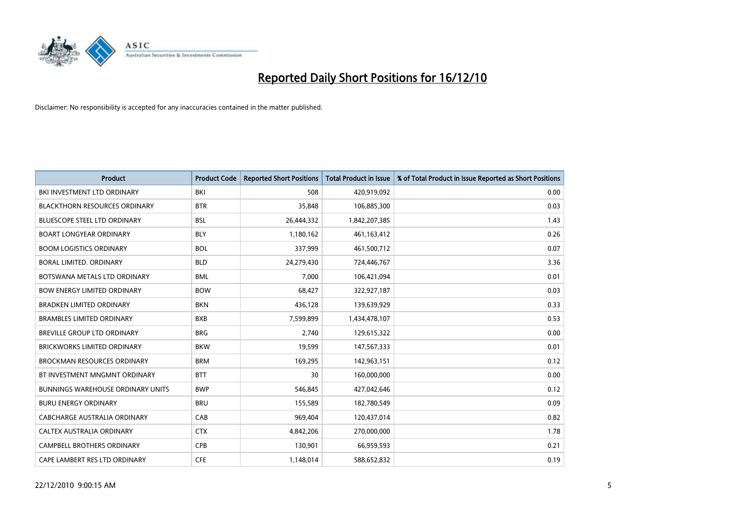# Reported Daily Short Positions for 16/12/10

Disclaimer: No responsibility is accepted for any inaccuracies contained in the matter published.

| Product | Product Code | Reported Short Positions | Total Product in Issue | % of Total Product in Issue Reported as Short Positions |
|---|---|---|---|---|
| BKI INVESTMENT LTD ORDINARY | BKI | 508 | 420,919,092 | 0.00 |
| BLACKTHORN RESOURCES ORDINARY | BTR | 35,848 | 106,885,300 | 0.03 |
| BLUESCOPE STEEL LTD ORDINARY | BSL | 26,444,332 | 1,842,207,385 | 1.43 |
| BOART LONGYEAR ORDINARY | BLY | 1,180,162 | 461,163,412 | 0.26 |
| BOOM LOGISTICS ORDINARY | BOL | 337,999 | 461,500,712 | 0.07 |
| BORAL LIMITED. ORDINARY | BLD | 24,279,430 | 724,446,767 | 3.36 |
| BOTSWANA METALS LTD ORDINARY | BML | 7,000 | 106,421,094 | 0.01 |
| BOW ENERGY LIMITED ORDINARY | BOW | 68,427 | 322,927,187 | 0.03 |
| BRADKEN LIMITED ORDINARY | BKN | 436,128 | 139,639,929 | 0.33 |
| BRAMBLES LIMITED ORDINARY | BXB | 7,599,899 | 1,434,478,107 | 0.53 |
| BREVILLE GROUP LTD ORDINARY | BRG | 2,740 | 129,615,322 | 0.00 |
| BRICKWORKS LIMITED ORDINARY | BKW | 19,599 | 147,567,333 | 0.01 |
| BROCKMAN RESOURCES ORDINARY | BRM | 169,295 | 142,963,151 | 0.12 |
| BT INVESTMENT MNGMNT ORDINARY | BTT | 30 | 160,000,000 | 0.00 |
| BUNNINGS WAREHOUSE ORDINARY UNITS | BWP | 546,845 | 427,042,646 | 0.12 |
| BURU ENERGY ORDINARY | BRU | 155,589 | 182,780,549 | 0.09 |
| CABCHARGE AUSTRALIA ORDINARY | CAB | 969,404 | 120,437,014 | 0.82 |
| CALTEX AUSTRALIA ORDINARY | CTX | 4,842,206 | 270,000,000 | 1.78 |
| CAMPBELL BROTHERS ORDINARY | CPB | 130,901 | 66,959,593 | 0.21 |
| CAPE LAMBERT RES LTD ORDINARY | CFE | 1,148,014 | 588,652,832 | 0.19 |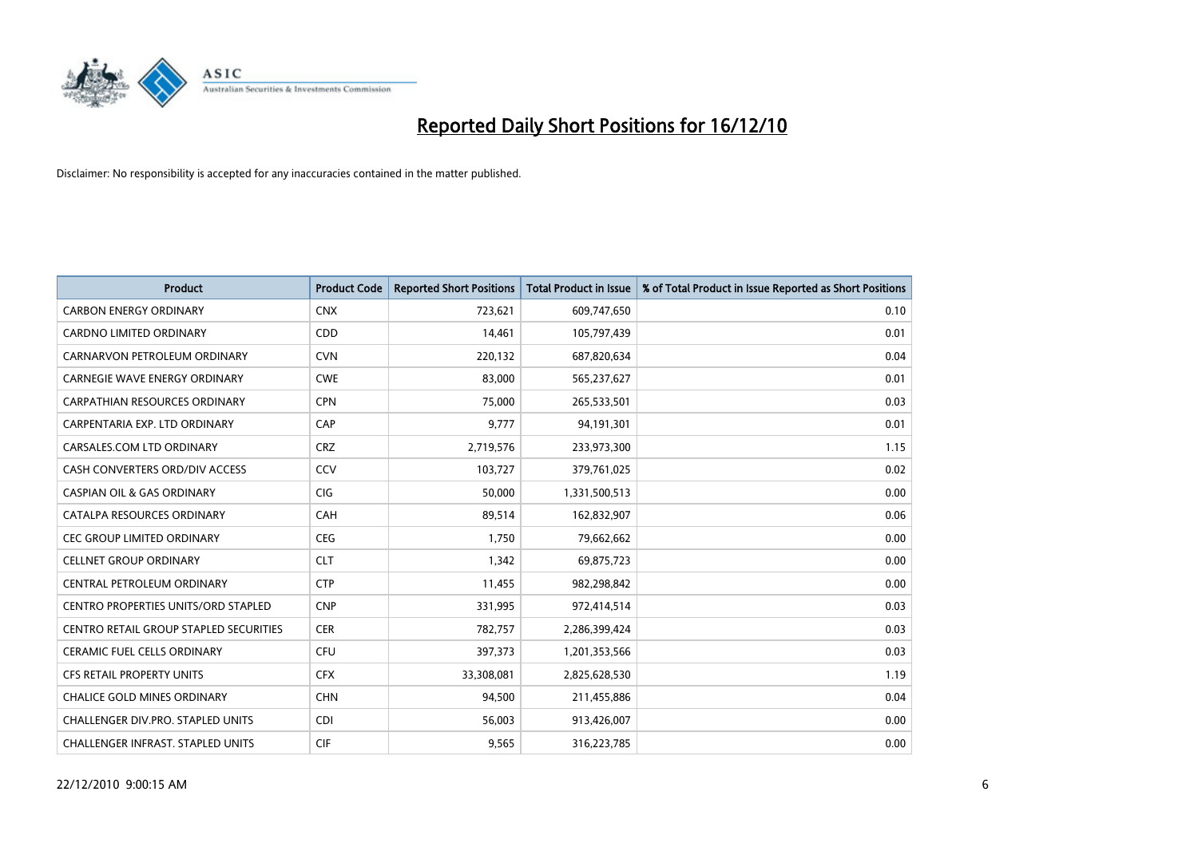# Reported Daily Short Positions for 16/12/10

Disclaimer: No responsibility is accepted for any inaccuracies contained in the matter published.

| Product | Product Code | Reported Short Positions | Total Product in Issue | % of Total Product in Issue Reported as Short Positions |
|---|---|---|---|---|
| CARBON ENERGY ORDINARY | CNX | 723,621 | 609,747,650 | 0.10 |
| CARDNO LIMITED ORDINARY | CDD | 14,461 | 105,797,439 | 0.01 |
| CARNARVON PETROLEUM ORDINARY | CVN | 220,132 | 687,820,634 | 0.04 |
| CARNEGIE WAVE ENERGY ORDINARY | CWE | 83,000 | 565,237,627 | 0.01 |
| CARPATHIAN RESOURCES ORDINARY | CPN | 75,000 | 265,533,501 | 0.03 |
| CARPENTARIA EXP. LTD ORDINARY | CAP | 9,777 | 94,191,301 | 0.01 |
| CARSALES.COM LTD ORDINARY | CRZ | 2,719,576 | 233,973,300 | 1.15 |
| CASH CONVERTERS ORD/DIV ACCESS | CCV | 103,727 | 379,761,025 | 0.02 |
| CASPIAN OIL & GAS ORDINARY | CIG | 50,000 | 1,331,500,513 | 0.00 |
| CATALPA RESOURCES ORDINARY | CAH | 89,514 | 162,832,907 | 0.06 |
| CEC GROUP LIMITED ORDINARY | CEG | 1,750 | 79,662,662 | 0.00 |
| CELLNET GROUP ORDINARY | CLT | 1,342 | 69,875,723 | 0.00 |
| CENTRAL PETROLEUM ORDINARY | CTP | 11,455 | 982,298,842 | 0.00 |
| CENTRO PROPERTIES UNITS/ORD STAPLED | CNP | 331,995 | 972,414,514 | 0.03 |
| CENTRO RETAIL GROUP STAPLED SECURITIES | CER | 782,757 | 2,286,399,424 | 0.03 |
| CERAMIC FUEL CELLS ORDINARY | CFU | 397,373 | 1,201,353,566 | 0.03 |
| CFS RETAIL PROPERTY UNITS | CFX | 33,308,081 | 2,825,628,530 | 1.19 |
| CHALICE GOLD MINES ORDINARY | CHN | 94,500 | 211,455,886 | 0.04 |
| CHALLENGER DIV.PRO. STAPLED UNITS | CDI | 56,003 | 913,426,007 | 0.00 |
| CHALLENGER INFRAST. STAPLED UNITS | CIF | 9,565 | 316,223,785 | 0.00 |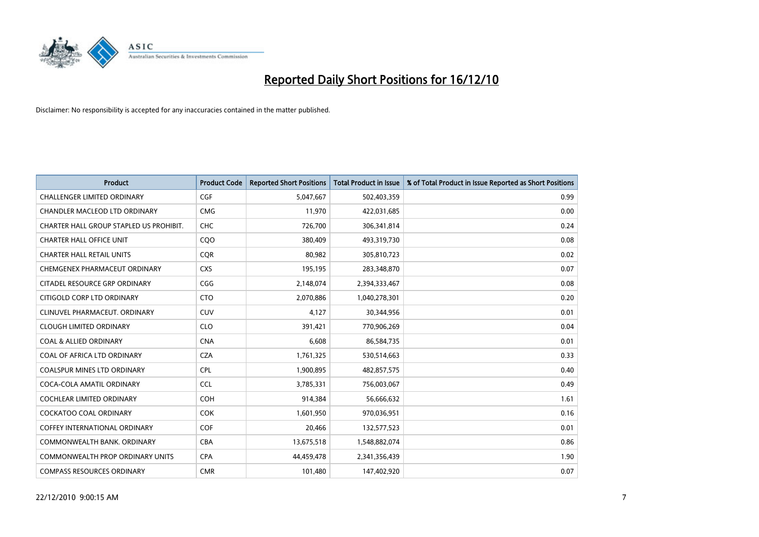# Reported Daily Short Positions for 16/12/10

Disclaimer: No responsibility is accepted for any inaccuracies contained in the matter published.

| Product | Product Code | Reported Short Positions | Total Product in Issue | % of Total Product in Issue Reported as Short Positions |
|---|---|---|---|---|
| CHALLENGER LIMITED ORDINARY | CGF | 5,047,667 | 502,403,359 | 0.99 |
| CHANDLER MACLEOD LTD ORDINARY | CMG | 11,970 | 422,031,685 | 0.00 |
| CHARTER HALL GROUP STAPLED US PROHIBIT. | CHC | 726,700 | 306,341,814 | 0.24 |
| CHARTER HALL OFFICE UNIT | CQO | 380,409 | 493,319,730 | 0.08 |
| CHARTER HALL RETAIL UNITS | CQR | 80,982 | 305,810,723 | 0.02 |
| CHEMGENEX PHARMACEUT ORDINARY | CXS | 195,195 | 283,348,870 | 0.07 |
| CITADEL RESOURCE GRP ORDINARY | CGG | 2,148,074 | 2,394,333,467 | 0.08 |
| CITIGOLD CORP LTD ORDINARY | CTO | 2,070,886 | 1,040,278,301 | 0.20 |
| CLINUVEL PHARMACEUT. ORDINARY | CUV | 4,127 | 30,344,956 | 0.01 |
| CLOUGH LIMITED ORDINARY | CLO | 391,421 | 770,906,269 | 0.04 |
| COAL & ALLIED ORDINARY | CNA | 6,608 | 86,584,735 | 0.01 |
| COAL OF AFRICA LTD ORDINARY | CZA | 1,761,325 | 530,514,663 | 0.33 |
| COALSPUR MINES LTD ORDINARY | CPL | 1,900,895 | 482,857,575 | 0.40 |
| COCA-COLA AMATIL ORDINARY | CCL | 3,785,331 | 756,003,067 | 0.49 |
| COCHLEAR LIMITED ORDINARY | COH | 914,384 | 56,666,632 | 1.61 |
| COCKATOO COAL ORDINARY | COK | 1,601,950 | 970,036,951 | 0.16 |
| COFFEY INTERNATIONAL ORDINARY | COF | 20,466 | 132,577,523 | 0.01 |
| COMMONWEALTH BANK. ORDINARY | CBA | 13,675,518 | 1,548,882,074 | 0.86 |
| COMMONWEALTH PROP ORDINARY UNITS | CPA | 44,459,478 | 2,341,356,439 | 1.90 |
| COMPASS RESOURCES ORDINARY | CMR | 101,480 | 147,402,920 | 0.07 |

22/12/2010 9:00:15 AM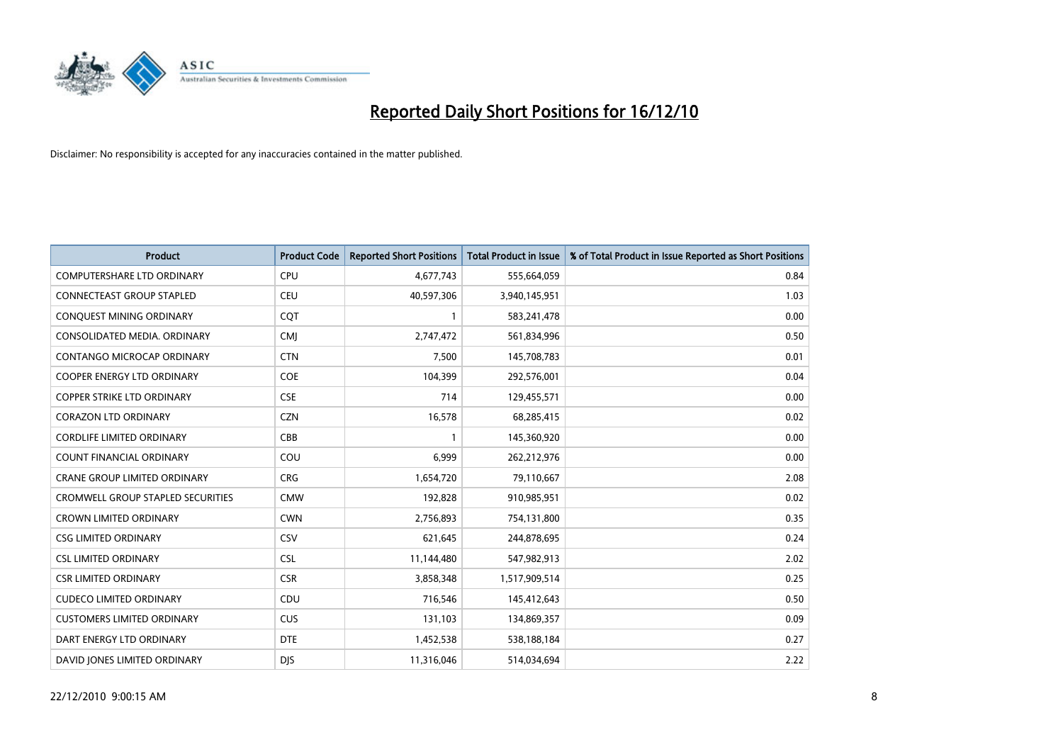# Reported Daily Short Positions for 16/12/10

Disclaimer: No responsibility is accepted for any inaccuracies contained in the matter published.

| Product | Product Code | Reported Short Positions | Total Product in Issue | % of Total Product in Issue Reported as Short Positions |
|---|---|---|---|---|
| COMPUTERSHARE LTD ORDINARY | CPU | 4,677,743 | 555,664,059 | 0.84 |
| CONNECTEAST GROUP STAPLED | CEU | 40,597,306 | 3,940,145,951 | 1.03 |
| CONQUEST MINING ORDINARY | CQT | 1 | 583,241,478 | 0.00 |
| CONSOLIDATED MEDIA. ORDINARY | CMJ | 2,747,472 | 561,834,996 | 0.50 |
| CONTANGO MICROCAP ORDINARY | CTN | 7,500 | 145,708,783 | 0.01 |
| COOPER ENERGY LTD ORDINARY | COE | 104,399 | 292,576,001 | 0.04 |
| COPPER STRIKE LTD ORDINARY | CSE | 714 | 129,455,571 | 0.00 |
| CORAZON LTD ORDINARY | CZN | 16,578 | 68,285,415 | 0.02 |
| CORDLIFE LIMITED ORDINARY | CBB | 1 | 145,360,920 | 0.00 |
| COUNT FINANCIAL ORDINARY | COU | 6,999 | 262,212,976 | 0.00 |
| CRANE GROUP LIMITED ORDINARY | CRG | 1,654,720 | 79,110,667 | 2.08 |
| CROMWELL GROUP STAPLED SECURITIES | CMW | 192,828 | 910,985,951 | 0.02 |
| CROWN LIMITED ORDINARY | CWN | 2,756,893 | 754,131,800 | 0.35 |
| CSG LIMITED ORDINARY | CSV | 621,645 | 244,878,695 | 0.24 |
| CSL LIMITED ORDINARY | CSL | 11,144,480 | 547,982,913 | 2.02 |
| CSR LIMITED ORDINARY | CSR | 3,858,348 | 1,517,909,514 | 0.25 |
| CUDECO LIMITED ORDINARY | CDU | 716,546 | 145,412,643 | 0.50 |
| CUSTOMERS LIMITED ORDINARY | CUS | 131,103 | 134,869,357 | 0.09 |
| DART ENERGY LTD ORDINARY | DTE | 1,452,538 | 538,188,184 | 0.27 |
| DAVID JONES LIMITED ORDINARY | DJS | 11,316,046 | 514,034,694 | 2.22 |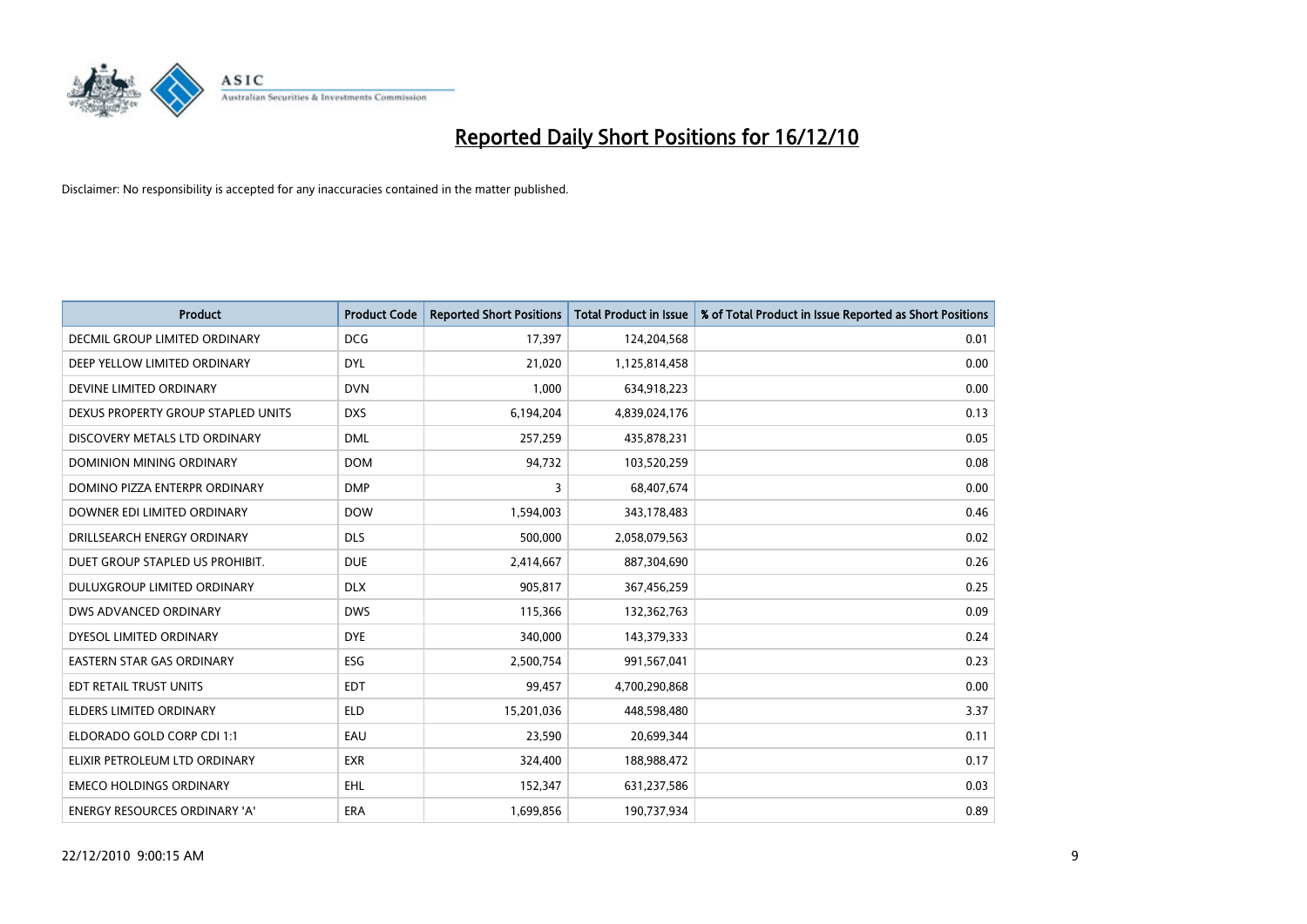# Reported Daily Short Positions for 16/12/10

Disclaimer: No responsibility is accepted for any inaccuracies contained in the matter published.

| Product | Product Code | Reported Short Positions | Total Product in Issue | % of Total Product in Issue Reported as Short Positions |
|---|---|---|---|---|
| DECMIL GROUP LIMITED ORDINARY | DCG | 17,397 | 124,204,568 | 0.01 |
| DEEP YELLOW LIMITED ORDINARY | DYL | 21,020 | 1,125,814,458 | 0.00 |
| DEVINE LIMITED ORDINARY | DVN | 1,000 | 634,918,223 | 0.00 |
| DEXUS PROPERTY GROUP STAPLED UNITS | DXS | 6,194,204 | 4,839,024,176 | 0.13 |
| DISCOVERY METALS LTD ORDINARY | DML | 257,259 | 435,878,231 | 0.05 |
| DOMINION MINING ORDINARY | DOM | 94,732 | 103,520,259 | 0.08 |
| DOMINO PIZZA ENTERPR ORDINARY | DMP | 3 | 68,407,674 | 0.00 |
| DOWNER EDI LIMITED ORDINARY | DOW | 1,594,003 | 343,178,483 | 0.46 |
| DRILLSEARCH ENERGY ORDINARY | DLS | 500,000 | 2,058,079,563 | 0.02 |
| DUET GROUP STAPLED US PROHIBIT. | DUE | 2,414,667 | 887,304,690 | 0.26 |
| DULUXGROUP LIMITED ORDINARY | DLX | 905,817 | 367,456,259 | 0.25 |
| DWS ADVANCED ORDINARY | DWS | 115,366 | 132,362,763 | 0.09 |
| DYESOL LIMITED ORDINARY | DYE | 340,000 | 143,379,333 | 0.24 |
| EASTERN STAR GAS ORDINARY | ESG | 2,500,754 | 991,567,041 | 0.23 |
| EDT RETAIL TRUST UNITS | EDT | 99,457 | 4,700,290,868 | 0.00 |
| ELDERS LIMITED ORDINARY | ELD | 15,201,036 | 448,598,480 | 3.37 |
| ELDORADO GOLD CORP CDI 1:1 | EAU | 23,590 | 20,699,344 | 0.11 |
| ELIXIR PETROLEUM LTD ORDINARY | EXR | 324,400 | 188,988,472 | 0.17 |
| EMECO HOLDINGS ORDINARY | EHL | 152,347 | 631,237,586 | 0.03 |
| ENERGY RESOURCES ORDINARY 'A' | ERA | 1,699,856 | 190,737,934 | 0.89 |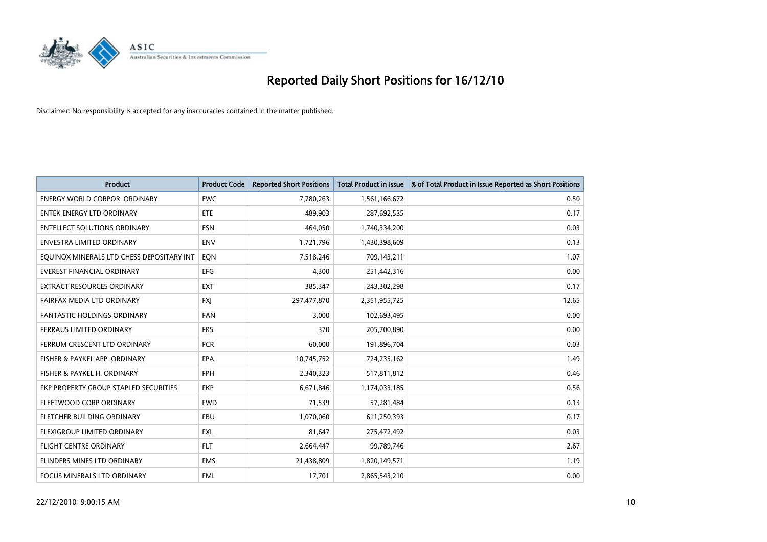# Reported Daily Short Positions for 16/12/10

Disclaimer: No responsibility is accepted for any inaccuracies contained in the matter published.

| Product | Product Code | Reported Short Positions | Total Product in Issue | % of Total Product in Issue Reported as Short Positions |
|---|---|---|---|---|
| ENERGY WORLD CORPOR. ORDINARY | EWC | 7,780,263 | 1,561,166,672 | 0.50 |
| ENTEK ENERGY LTD ORDINARY | ETE | 489,903 | 287,692,535 | 0.17 |
| ENTELLECT SOLUTIONS ORDINARY | ESN | 464,050 | 1,740,334,200 | 0.03 |
| ENVESTRA LIMITED ORDINARY | ENV | 1,721,796 | 1,430,398,609 | 0.13 |
| EQUINOX MINERALS LTD CHESS DEPOSITARY INT | EQN | 7,518,246 | 709,143,211 | 1.07 |
| EVEREST FINANCIAL ORDINARY | EFG | 4,300 | 251,442,316 | 0.00 |
| EXTRACT RESOURCES ORDINARY | EXT | 385,347 | 243,302,298 | 0.17 |
| FAIRFAX MEDIA LTD ORDINARY | FXJ | 297,477,870 | 2,351,955,725 | 12.65 |
| FANTASTIC HOLDINGS ORDINARY | FAN | 3,000 | 102,693,495 | 0.00 |
| FERRAUS LIMITED ORDINARY | FRS | 370 | 205,700,890 | 0.00 |
| FERRUM CRESCENT LTD ORDINARY | FCR | 60,000 | 191,896,704 | 0.03 |
| FISHER & PAYKEL APP. ORDINARY | FPA | 10,745,752 | 724,235,162 | 1.49 |
| FISHER & PAYKEL H. ORDINARY | FPH | 2,340,323 | 517,811,812 | 0.46 |
| FKP PROPERTY GROUP STAPLED SECURITIES | FKP | 6,671,846 | 1,174,033,185 | 0.56 |
| FLEETWOOD CORP ORDINARY | FWD | 71,539 | 57,281,484 | 0.13 |
| FLETCHER BUILDING ORDINARY | FBU | 1,070,060 | 611,250,393 | 0.17 |
| FLEXIGROUP LIMITED ORDINARY | FXL | 81,647 | 275,472,492 | 0.03 |
| FLIGHT CENTRE ORDINARY | FLT | 2,664,447 | 99,789,746 | 2.67 |
| FLINDERS MINES LTD ORDINARY | FMS | 21,438,809 | 1,820,149,571 | 1.19 |
| FOCUS MINERALS LTD ORDINARY | FML | 17,701 | 2,865,543,210 | 0.00 |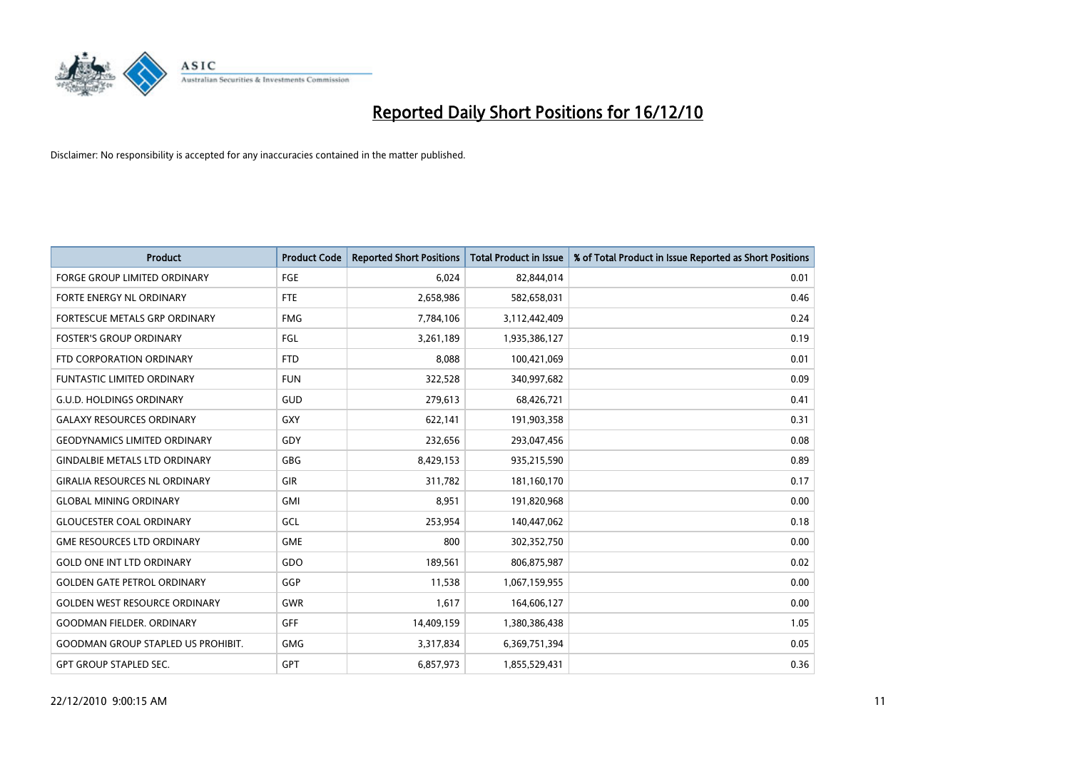# Reported Daily Short Positions for 16/12/10

Disclaimer: No responsibility is accepted for any inaccuracies contained in the matter published.

| Product | Product Code | Reported Short Positions | Total Product in Issue | % of Total Product in Issue Reported as Short Positions |
|---|---|---|---|---|
| FORGE GROUP LIMITED ORDINARY | FGE | 6,024 | 82,844,014 | 0.01 |
| FORTE ENERGY NL ORDINARY | FTE | 2,658,986 | 582,658,031 | 0.46 |
| FORTESCUE METALS GRP ORDINARY | FMG | 7,784,106 | 3,112,442,409 | 0.24 |
| FOSTER'S GROUP ORDINARY | FGL | 3,261,189 | 1,935,386,127 | 0.19 |
| FTD CORPORATION ORDINARY | FTD | 8,088 | 100,421,069 | 0.01 |
| FUNTASTIC LIMITED ORDINARY | FUN | 322,528 | 340,997,682 | 0.09 |
| G.U.D. HOLDINGS ORDINARY | GUD | 279,613 | 68,426,721 | 0.41 |
| GALAXY RESOURCES ORDINARY | GXY | 622,141 | 191,903,358 | 0.31 |
| GEODYNAMICS LIMITED ORDINARY | GDY | 232,656 | 293,047,456 | 0.08 |
| GINDALBIE METALS LTD ORDINARY | GBG | 8,429,153 | 935,215,590 | 0.89 |
| GIRALIA RESOURCES NL ORDINARY | GIR | 311,782 | 181,160,170 | 0.17 |
| GLOBAL MINING ORDINARY | GMI | 8,951 | 191,820,968 | 0.00 |
| GLOUCESTER COAL ORDINARY | GCL | 253,954 | 140,447,062 | 0.18 |
| GME RESOURCES LTD ORDINARY | GME | 800 | 302,352,750 | 0.00 |
| GOLD ONE INT LTD ORDINARY | GDO | 189,561 | 806,875,987 | 0.02 |
| GOLDEN GATE PETROL ORDINARY | GGP | 11,538 | 1,067,159,955 | 0.00 |
| GOLDEN WEST RESOURCE ORDINARY | GWR | 1,617 | 164,606,127 | 0.00 |
| GOODMAN FIELDER. ORDINARY | GFF | 14,409,159 | 1,380,386,438 | 1.05 |
| GOODMAN GROUP STAPLED US PROHIBIT. | GMG | 3,317,834 | 6,369,751,394 | 0.05 |
| GPT GROUP STAPLED SEC. | GPT | 6,857,973 | 1,855,529,431 | 0.36 |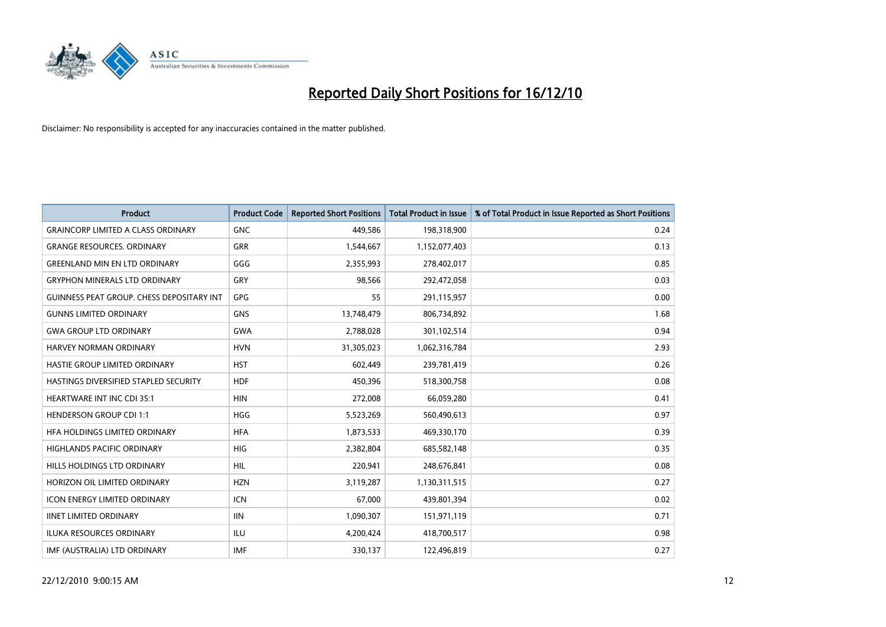# Reported Daily Short Positions for 16/12/10

Disclaimer: No responsibility is accepted for any inaccuracies contained in the matter published.

| Product | Product Code | Reported Short Positions | Total Product in Issue | % of Total Product in Issue Reported as Short Positions |
|---|---|---|---|---|
| GRAINCORP LIMITED A CLASS ORDINARY | GNC | 449,586 | 198,318,900 | 0.24 |
| GRANGE RESOURCES. ORDINARY | GRR | 1,544,667 | 1,152,077,403 | 0.13 |
| GREENLAND MIN EN LTD ORDINARY | GGG | 2,355,993 | 278,402,017 | 0.85 |
| GRYPHON MINERALS LTD ORDINARY | GRY | 98,566 | 292,472,058 | 0.03 |
| GUINNESS PEAT GROUP. CHESS DEPOSITARY INT | GPG | 55 | 291,115,957 | 0.00 |
| GUNNS LIMITED ORDINARY | GNS | 13,748,479 | 806,734,892 | 1.68 |
| GWA GROUP LTD ORDINARY | GWA | 2,788,028 | 301,102,514 | 0.94 |
| HARVEY NORMAN ORDINARY | HVN | 31,305,023 | 1,062,316,784 | 2.93 |
| HASTIE GROUP LIMITED ORDINARY | HST | 602,449 | 239,781,419 | 0.26 |
| HASTINGS DIVERSIFIED STAPLED SECURITY | HDF | 450,396 | 518,300,758 | 0.08 |
| HEARTWARE INT INC CDI 35:1 | HIN | 272,008 | 66,059,280 | 0.41 |
| HENDERSON GROUP CDI 1:1 | HGG | 5,523,269 | 560,490,613 | 0.97 |
| HFA HOLDINGS LIMITED ORDINARY | HFA | 1,873,533 | 469,330,170 | 0.39 |
| HIGHLANDS PACIFIC ORDINARY | HIG | 2,382,804 | 685,582,148 | 0.35 |
| HILLS HOLDINGS LTD ORDINARY | HIL | 220,941 | 248,676,841 | 0.08 |
| HORIZON OIL LIMITED ORDINARY | HZN | 3,119,287 | 1,130,311,515 | 0.27 |
| ICON ENERGY LIMITED ORDINARY | ICN | 67,000 | 439,801,394 | 0.02 |
| IINET LIMITED ORDINARY | IIN | 1,090,307 | 151,971,119 | 0.71 |
| ILUKA RESOURCES ORDINARY | ILU | 4,200,424 | 418,700,517 | 0.98 |
| IMF (AUSTRALIA) LTD ORDINARY | IMF | 330,137 | 122,496,819 | 0.27 |

22/12/2010 9:00:15 AM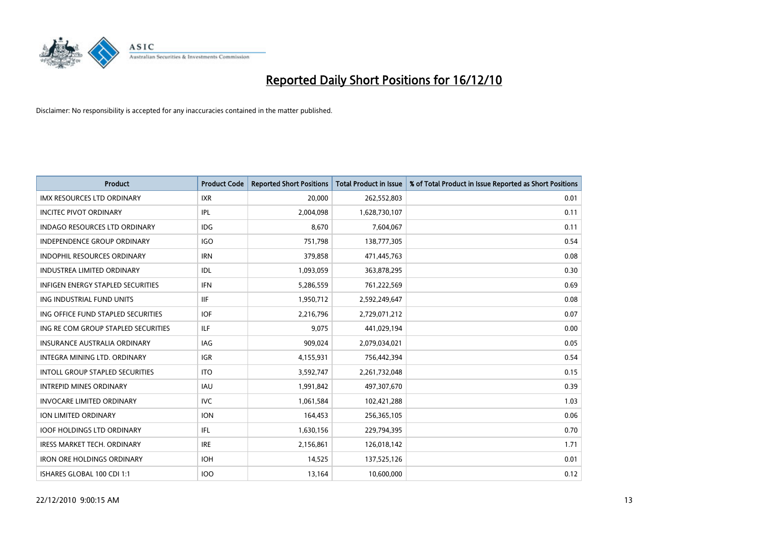# Reported Daily Short Positions for 16/12/10

Disclaimer: No responsibility is accepted for any inaccuracies contained in the matter published.

| Product | Product Code | Reported Short Positions | Total Product in Issue | % of Total Product in Issue Reported as Short Positions |
|---|---|---|---|---|
| IMX RESOURCES LTD ORDINARY | IXR | 20,000 | 262,552,803 | 0.01 |
| INCITEC PIVOT ORDINARY | IPL | 2,004,098 | 1,628,730,107 | 0.11 |
| INDAGO RESOURCES LTD ORDINARY | IDG | 8,670 | 7,604,067 | 0.11 |
| INDEPENDENCE GROUP ORDINARY | IGO | 751,798 | 138,777,305 | 0.54 |
| INDOPHIL RESOURCES ORDINARY | IRN | 379,858 | 471,445,763 | 0.08 |
| INDUSTREA LIMITED ORDINARY | IDL | 1,093,059 | 363,878,295 | 0.30 |
| INFIGEN ENERGY STAPLED SECURITIES | IFN | 5,286,559 | 761,222,569 | 0.69 |
| ING INDUSTRIAL FUND UNITS | IIF | 1,950,712 | 2,592,249,647 | 0.08 |
| ING OFFICE FUND STAPLED SECURITIES | IOF | 2,216,796 | 2,729,071,212 | 0.07 |
| ING RE COM GROUP STAPLED SECURITIES | ILF | 9,075 | 441,029,194 | 0.00 |
| INSURANCE AUSTRALIA ORDINARY | IAG | 909,024 | 2,079,034,021 | 0.05 |
| INTEGRA MINING LTD. ORDINARY | IGR | 4,155,931 | 756,442,394 | 0.54 |
| INTOLL GROUP STAPLED SECURITIES | ITO | 3,592,747 | 2,261,732,048 | 0.15 |
| INTREPID MINES ORDINARY | IAU | 1,991,842 | 497,307,670 | 0.39 |
| INVOCARE LIMITED ORDINARY | IVC | 1,061,584 | 102,421,288 | 1.03 |
| ION LIMITED ORDINARY | ION | 164,453 | 256,365,105 | 0.06 |
| IOOF HOLDINGS LTD ORDINARY | IFL | 1,630,156 | 229,794,395 | 0.70 |
| IRESS MARKET TECH. ORDINARY | IRE | 2,156,861 | 126,018,142 | 1.71 |
| IRON ORE HOLDINGS ORDINARY | IOH | 14,525 | 137,525,126 | 0.01 |
| ISHARES GLOBAL 100 CDI 1:1 | IOO | 13,164 | 10,600,000 | 0.12 |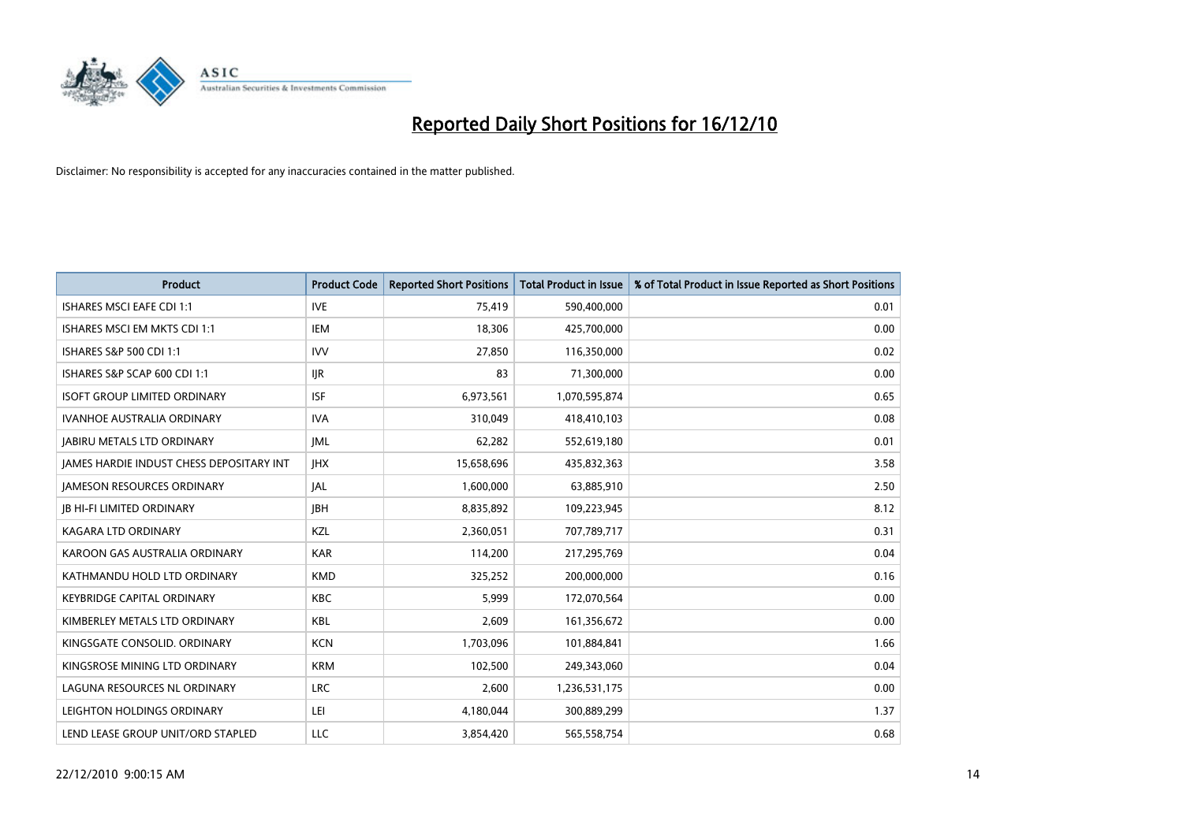# Reported Daily Short Positions for 16/12/10

Disclaimer: No responsibility is accepted for any inaccuracies contained in the matter published.

| Product | Product Code | Reported Short Positions | Total Product in Issue | % of Total Product in Issue Reported as Short Positions |
|---|---|---|---|---|
| ISHARES MSCI EAFE CDI 1:1 | IVE | 75,419 | 590,400,000 | 0.01 |
| ISHARES MSCI EM MKTS CDI 1:1 | IEM | 18,306 | 425,700,000 | 0.00 |
| ISHARES S&P 500 CDI 1:1 | IVV | 27,850 | 116,350,000 | 0.02 |
| ISHARES S&P SCAP 600 CDI 1:1 | IJR | 83 | 71,300,000 | 0.00 |
| ISOFT GROUP LIMITED ORDINARY | ISF | 6,973,561 | 1,070,595,874 | 0.65 |
| IVANHOE AUSTRALIA ORDINARY | IVA | 310,049 | 418,410,103 | 0.08 |
| JABIRU METALS LTD ORDINARY | JML | 62,282 | 552,619,180 | 0.01 |
| JAMES HARDIE INDUST CHESS DEPOSITARY INT | JHX | 15,658,696 | 435,832,363 | 3.58 |
| JAMESON RESOURCES ORDINARY | JAL | 1,600,000 | 63,885,910 | 2.50 |
| JB HI-FI LIMITED ORDINARY | JBH | 8,835,892 | 109,223,945 | 8.12 |
| KAGARA LTD ORDINARY | KZL | 2,360,051 | 707,789,717 | 0.31 |
| KAROON GAS AUSTRALIA ORDINARY | KAR | 114,200 | 217,295,769 | 0.04 |
| KATHMANDU HOLD LTD ORDINARY | KMD | 325,252 | 200,000,000 | 0.16 |
| KEYBRIDGE CAPITAL ORDINARY | KBC | 5,999 | 172,070,564 | 0.00 |
| KIMBERLEY METALS LTD ORDINARY | KBL | 2,609 | 161,356,672 | 0.00 |
| KINGSGATE CONSOLID. ORDINARY | KCN | 1,703,096 | 101,884,841 | 1.66 |
| KINGSROSE MINING LTD ORDINARY | KRM | 102,500 | 249,343,060 | 0.04 |
| LAGUNA RESOURCES NL ORDINARY | LRC | 2,600 | 1,236,531,175 | 0.00 |
| LEIGHTON HOLDINGS ORDINARY | LEI | 4,180,044 | 300,889,299 | 1.37 |
| LEND LEASE GROUP UNIT/ORD STAPLED | LLC | 3,854,420 | 565,558,754 | 0.68 |

22/12/2010 9:00:15 AM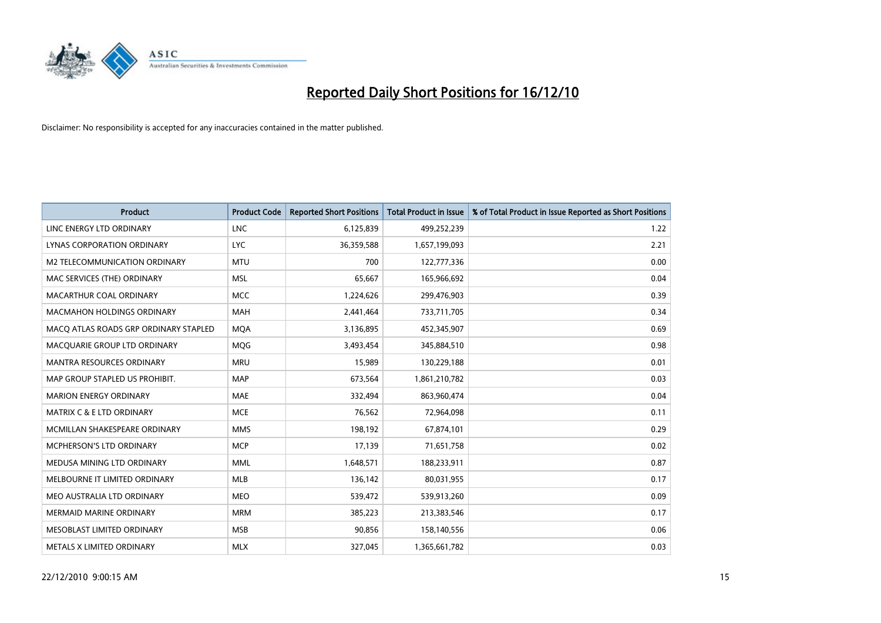# Reported Daily Short Positions for 16/12/10

Disclaimer: No responsibility is accepted for any inaccuracies contained in the matter published.

| Product | Product Code | Reported Short Positions | Total Product in Issue | % of Total Product in Issue Reported as Short Positions |
|---|---|---|---|---|
| LINC ENERGY LTD ORDINARY | LNC | 6,125,839 | 499,252,239 | 1.22 |
| LYNAS CORPORATION ORDINARY | LYC | 36,359,588 | 1,657,199,093 | 2.21 |
| M2 TELECOMMUNICATION ORDINARY | MTU | 700 | 122,777,336 | 0.00 |
| MAC SERVICES (THE) ORDINARY | MSL | 65,667 | 165,966,692 | 0.04 |
| MACARTHUR COAL ORDINARY | MCC | 1,224,626 | 299,476,903 | 0.39 |
| MACMAHON HOLDINGS ORDINARY | MAH | 2,441,464 | 733,711,705 | 0.34 |
| MACQ ATLAS ROADS GRP ORDINARY STAPLED | MQA | 3,136,895 | 452,345,907 | 0.69 |
| MACQUARIE GROUP LTD ORDINARY | MQG | 3,493,454 | 345,884,510 | 0.98 |
| MANTRA RESOURCES ORDINARY | MRU | 15,989 | 130,229,188 | 0.01 |
| MAP GROUP STAPLED US PROHIBIT. | MAP | 673,564 | 1,861,210,782 | 0.03 |
| MARION ENERGY ORDINARY | MAE | 332,494 | 863,960,474 | 0.04 |
| MATRIX C & E LTD ORDINARY | MCE | 76,562 | 72,964,098 | 0.11 |
| MCMILLAN SHAKESPEARE ORDINARY | MMS | 198,192 | 67,874,101 | 0.29 |
| MCPHERSON'S LTD ORDINARY | MCP | 17,139 | 71,651,758 | 0.02 |
| MEDUSA MINING LTD ORDINARY | MML | 1,648,571 | 188,233,911 | 0.87 |
| MELBOURNE IT LIMITED ORDINARY | MLB | 136,142 | 80,031,955 | 0.17 |
| MEO AUSTRALIA LTD ORDINARY | MEO | 539,472 | 539,913,260 | 0.09 |
| MERMAID MARINE ORDINARY | MRM | 385,223 | 213,383,546 | 0.17 |
| MESOBLAST LIMITED ORDINARY | MSB | 90,856 | 158,140,556 | 0.06 |
| METALS X LIMITED ORDINARY | MLX | 327,045 | 1,365,661,782 | 0.03 |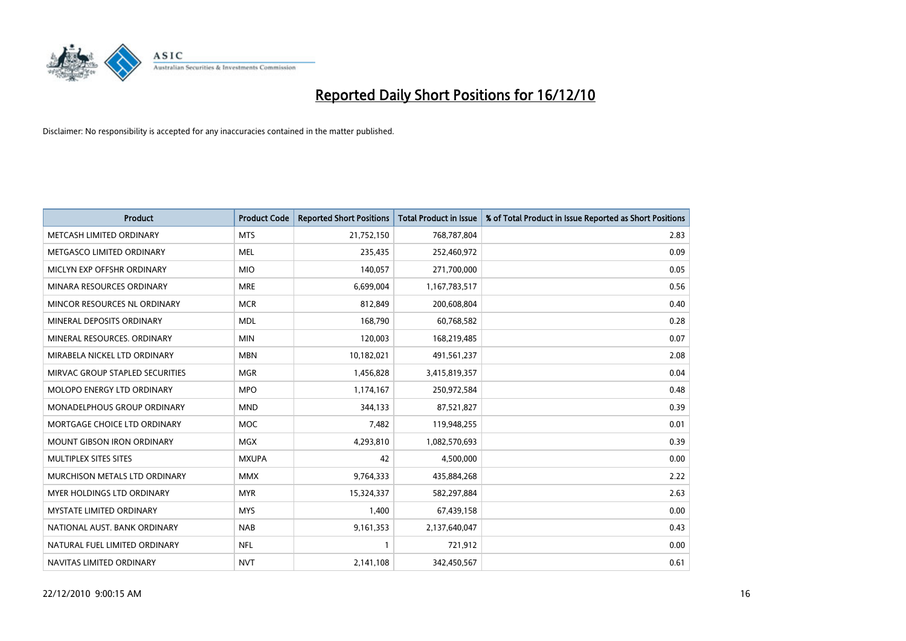# Reported Daily Short Positions for 16/12/10

Disclaimer: No responsibility is accepted for any inaccuracies contained in the matter published.

| Product | Product Code | Reported Short Positions | Total Product in Issue | % of Total Product in Issue Reported as Short Positions |
|---|---|---|---|---|
| METCASH LIMITED ORDINARY | MTS | 21,752,150 | 768,787,804 | 2.83 |
| METGASCO LIMITED ORDINARY | MEL | 235,435 | 252,460,972 | 0.09 |
| MICLYN EXP OFFSHR ORDINARY | MIO | 140,057 | 271,700,000 | 0.05 |
| MINARA RESOURCES ORDINARY | MRE | 6,699,004 | 1,167,783,517 | 0.56 |
| MINCOR RESOURCES NL ORDINARY | MCR | 812,849 | 200,608,804 | 0.40 |
| MINERAL DEPOSITS ORDINARY | MDL | 168,790 | 60,768,582 | 0.28 |
| MINERAL RESOURCES. ORDINARY | MIN | 120,003 | 168,219,485 | 0.07 |
| MIRABELA NICKEL LTD ORDINARY | MBN | 10,182,021 | 491,561,237 | 2.08 |
| MIRVAC GROUP STAPLED SECURITIES | MGR | 1,456,828 | 3,415,819,357 | 0.04 |
| MOLOPO ENERGY LTD ORDINARY | MPO | 1,174,167 | 250,972,584 | 0.48 |
| MONADELPHOUS GROUP ORDINARY | MND | 344,133 | 87,521,827 | 0.39 |
| MORTGAGE CHOICE LTD ORDINARY | MOC | 7,482 | 119,948,255 | 0.01 |
| MOUNT GIBSON IRON ORDINARY | MGX | 4,293,810 | 1,082,570,693 | 0.39 |
| MULTIPLEX SITES SITES | MXUPA | 42 | 4,500,000 | 0.00 |
| MURCHISON METALS LTD ORDINARY | MMX | 9,764,333 | 435,884,268 | 2.22 |
| MYER HOLDINGS LTD ORDINARY | MYR | 15,324,337 | 582,297,884 | 2.63 |
| MYSTATE LIMITED ORDINARY | MYS | 1,400 | 67,439,158 | 0.00 |
| NATIONAL AUST. BANK ORDINARY | NAB | 9,161,353 | 2,137,640,047 | 0.43 |
| NATURAL FUEL LIMITED ORDINARY | NFL | 1 | 721,912 | 0.00 |
| NAVITAS LIMITED ORDINARY | NVT | 2,141,108 | 342,450,567 | 0.61 |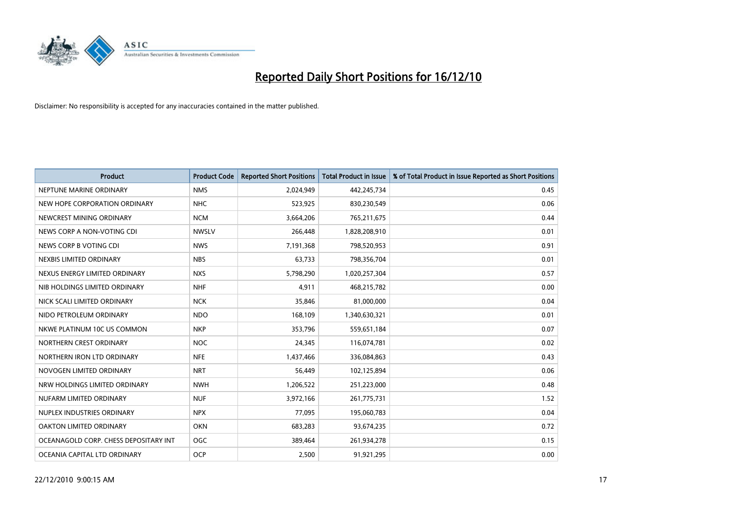# Reported Daily Short Positions for 16/12/10

Disclaimer: No responsibility is accepted for any inaccuracies contained in the matter published.

| Product | Product Code | Reported Short Positions | Total Product in Issue | % of Total Product in Issue Reported as Short Positions |
|---|---|---|---|---|
| NEPTUNE MARINE ORDINARY | NMS | 2,024,949 | 442,245,734 | 0.45 |
| NEW HOPE CORPORATION ORDINARY | NHC | 523,925 | 830,230,549 | 0.06 |
| NEWCREST MINING ORDINARY | NCM | 3,664,206 | 765,211,675 | 0.44 |
| NEWS CORP A NON-VOTING CDI | NWSLV | 266,448 | 1,828,208,910 | 0.01 |
| NEWS CORP B VOTING CDI | NWS | 7,191,368 | 798,520,953 | 0.91 |
| NEXBIS LIMITED ORDINARY | NBS | 63,733 | 798,356,704 | 0.01 |
| NEXUS ENERGY LIMITED ORDINARY | NXS | 5,798,290 | 1,020,257,304 | 0.57 |
| NIB HOLDINGS LIMITED ORDINARY | NHF | 4,911 | 468,215,782 | 0.00 |
| NICK SCALI LIMITED ORDINARY | NCK | 35,846 | 81,000,000 | 0.04 |
| NIDO PETROLEUM ORDINARY | NDO | 168,109 | 1,340,630,321 | 0.01 |
| NKWE PLATINUM 10C US COMMON | NKP | 353,796 | 559,651,184 | 0.07 |
| NORTHERN CREST ORDINARY | NOC | 24,345 | 116,074,781 | 0.02 |
| NORTHERN IRON LTD ORDINARY | NFE | 1,437,466 | 336,084,863 | 0.43 |
| NOVOGEN LIMITED ORDINARY | NRT | 56,449 | 102,125,894 | 0.06 |
| NRW HOLDINGS LIMITED ORDINARY | NWH | 1,206,522 | 251,223,000 | 0.48 |
| NUFARM LIMITED ORDINARY | NUF | 3,972,166 | 261,775,731 | 1.52 |
| NUPLEX INDUSTRIES ORDINARY | NPX | 77,095 | 195,060,783 | 0.04 |
| OAKTON LIMITED ORDINARY | OKN | 683,283 | 93,674,235 | 0.72 |
| OCEANAGOLD CORP. CHESS DEPOSITARY INT | OGC | 389,464 | 261,934,278 | 0.15 |
| OCEANIA CAPITAL LTD ORDINARY | OCP | 2,500 | 91,921,295 | 0.00 |

22/12/2010 9:00:15 AM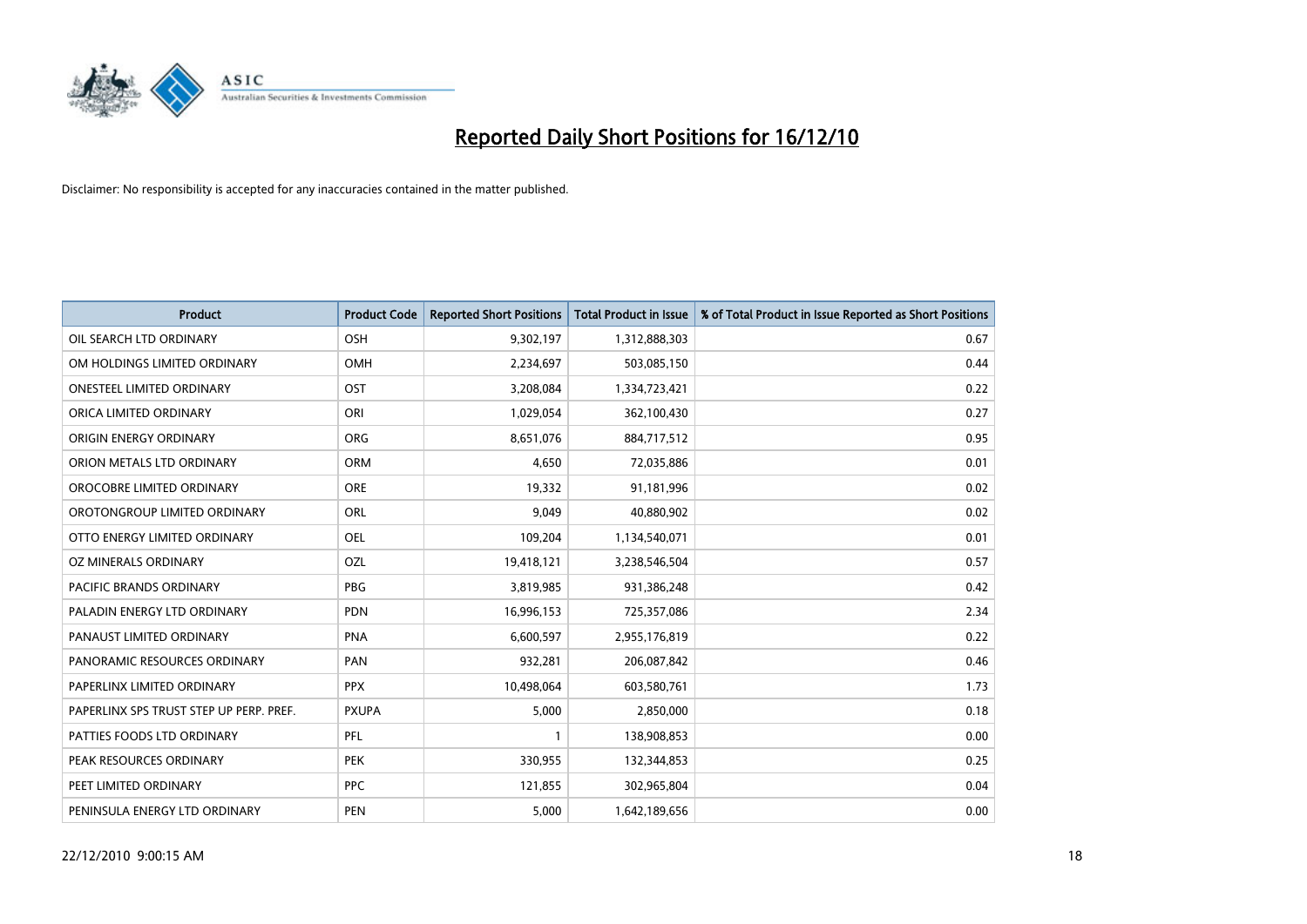# Reported Daily Short Positions for 16/12/10

Disclaimer: No responsibility is accepted for any inaccuracies contained in the matter published.

| Product | Product Code | Reported Short Positions | Total Product in Issue | % of Total Product in Issue Reported as Short Positions |
|---|---|---|---|---|
| OIL SEARCH LTD ORDINARY | OSH | 9,302,197 | 1,312,888,303 | 0.67 |
| OM HOLDINGS LIMITED ORDINARY | OMH | 2,234,697 | 503,085,150 | 0.44 |
| ONESTEEL LIMITED ORDINARY | OST | 3,208,084 | 1,334,723,421 | 0.22 |
| ORICA LIMITED ORDINARY | ORI | 1,029,054 | 362,100,430 | 0.27 |
| ORIGIN ENERGY ORDINARY | ORG | 8,651,076 | 884,717,512 | 0.95 |
| ORION METALS LTD ORDINARY | ORM | 4,650 | 72,035,886 | 0.01 |
| OROCOBRE LIMITED ORDINARY | ORE | 19,332 | 91,181,996 | 0.02 |
| OROTONGROUP LIMITED ORDINARY | ORL | 9,049 | 40,880,902 | 0.02 |
| OTTO ENERGY LIMITED ORDINARY | OEL | 109,204 | 1,134,540,071 | 0.01 |
| OZ MINERALS ORDINARY | OZL | 19,418,121 | 3,238,546,504 | 0.57 |
| PACIFIC BRANDS ORDINARY | PBG | 3,819,985 | 931,386,248 | 0.42 |
| PALADIN ENERGY LTD ORDINARY | PDN | 16,996,153 | 725,357,086 | 2.34 |
| PANAUST LIMITED ORDINARY | PNA | 6,600,597 | 2,955,176,819 | 0.22 |
| PANORAMIC RESOURCES ORDINARY | PAN | 932,281 | 206,087,842 | 0.46 |
| PAPERLINX LIMITED ORDINARY | PPX | 10,498,064 | 603,580,761 | 1.73 |
| PAPERLINX SPS TRUST STEP UP PERP. PREF. | PXUPA | 5,000 | 2,850,000 | 0.18 |
| PATTIES FOODS LTD ORDINARY | PFL | 1 | 138,908,853 | 0.00 |
| PEAK RESOURCES ORDINARY | PEK | 330,955 | 132,344,853 | 0.25 |
| PEET LIMITED ORDINARY | PPC | 121,855 | 302,965,804 | 0.04 |
| PENINSULA ENERGY LTD ORDINARY | PEN | 5,000 | 1,642,189,656 | 0.00 |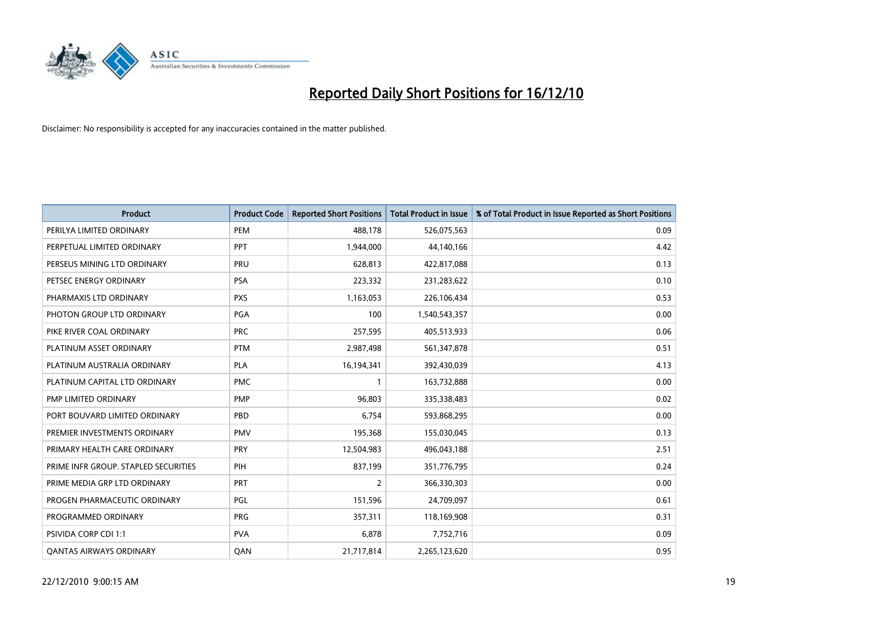# Reported Daily Short Positions for 16/12/10

Disclaimer: No responsibility is accepted for any inaccuracies contained in the matter published.

| Product | Product Code | Reported Short Positions | Total Product in Issue | % of Total Product in Issue Reported as Short Positions |
|---|---|---|---|---|
| PERILYA LIMITED ORDINARY | PEM | 488,178 | 526,075,563 | 0.09 |
| PERPETUAL LIMITED ORDINARY | PPT | 1,944,000 | 44,140,166 | 4.42 |
| PERSEUS MINING LTD ORDINARY | PRU | 628,813 | 422,817,088 | 0.13 |
| PETSEC ENERGY ORDINARY | PSA | 223,332 | 231,283,622 | 0.10 |
| PHARMAXIS LTD ORDINARY | PXS | 1,163,053 | 226,106,434 | 0.53 |
| PHOTON GROUP LTD ORDINARY | PGA | 100 | 1,540,543,357 | 0.00 |
| PIKE RIVER COAL ORDINARY | PRC | 257,595 | 405,513,933 | 0.06 |
| PLATINUM ASSET ORDINARY | PTM | 2,987,498 | 561,347,878 | 0.51 |
| PLATINUM AUSTRALIA ORDINARY | PLA | 16,194,341 | 392,430,039 | 4.13 |
| PLATINUM CAPITAL LTD ORDINARY | PMC | 1 | 163,732,888 | 0.00 |
| PMP LIMITED ORDINARY | PMP | 96,803 | 335,338,483 | 0.02 |
| PORT BOUVARD LIMITED ORDINARY | PBD | 6,754 | 593,868,295 | 0.00 |
| PREMIER INVESTMENTS ORDINARY | PMV | 195,368 | 155,030,045 | 0.13 |
| PRIMARY HEALTH CARE ORDINARY | PRY | 12,504,983 | 496,043,188 | 2.51 |
| PRIME INFR GROUP. STAPLED SECURITIES | PIH | 837,199 | 351,776,795 | 0.24 |
| PRIME MEDIA GRP LTD ORDINARY | PRT | 2 | 366,330,303 | 0.00 |
| PROGEN PHARMACEUTIC ORDINARY | PGL | 151,596 | 24,709,097 | 0.61 |
| PROGRAMMED ORDINARY | PRG | 357,311 | 118,169,908 | 0.31 |
| PSIVIDA CORP CDI 1:1 | PVA | 6,878 | 7,752,716 | 0.09 |
| QANTAS AIRWAYS ORDINARY | QAN | 21,717,814 | 2,265,123,620 | 0.95 |

22/12/2010 9:00:15 AM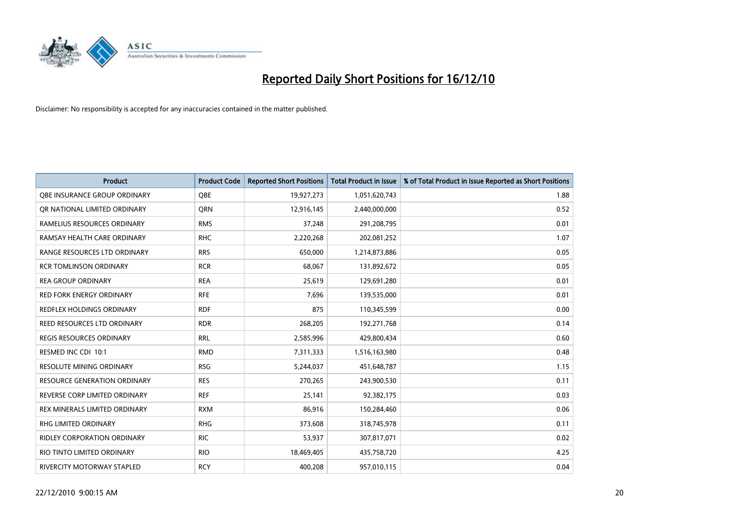# Reported Daily Short Positions for 16/12/10

Disclaimer: No responsibility is accepted for any inaccuracies contained in the matter published.

| Product | Product Code | Reported Short Positions | Total Product in Issue | % of Total Product in Issue Reported as Short Positions |
| --- | --- | --- | --- | --- |
| QBE INSURANCE GROUP ORDINARY | QBE | 19,927,273 | 1,051,620,743 | 1.88 |
| QR NATIONAL LIMITED ORDINARY | QRN | 12,916,145 | 2,440,000,000 | 0.52 |
| RAMELIUS RESOURCES ORDINARY | RMS | 37,248 | 291,208,795 | 0.01 |
| RAMSAY HEALTH CARE ORDINARY | RHC | 2,220,268 | 202,081,252 | 1.07 |
| RANGE RESOURCES LTD ORDINARY | RRS | 650,000 | 1,214,873,886 | 0.05 |
| RCR TOMLINSON ORDINARY | RCR | 68,067 | 131,892,672 | 0.05 |
| REA GROUP ORDINARY | REA | 25,619 | 129,691,280 | 0.01 |
| RED FORK ENERGY ORDINARY | RFE | 7,696 | 139,535,000 | 0.01 |
| REDFLEX HOLDINGS ORDINARY | RDF | 875 | 110,345,599 | 0.00 |
| REED RESOURCES LTD ORDINARY | RDR | 268,205 | 192,271,768 | 0.14 |
| REGIS RESOURCES ORDINARY | RRL | 2,585,996 | 429,800,434 | 0.60 |
| RESMED INC CDI 10:1 | RMD | 7,311,333 | 1,516,163,980 | 0.48 |
| RESOLUTE MINING ORDINARY | RSG | 5,244,037 | 451,648,787 | 1.15 |
| RESOURCE GENERATION ORDINARY | RES | 270,265 | 243,900,530 | 0.11 |
| REVERSE CORP LIMITED ORDINARY | REF | 25,141 | 92,382,175 | 0.03 |
| REX MINERALS LIMITED ORDINARY | RXM | 86,916 | 150,284,460 | 0.06 |
| RHG LIMITED ORDINARY | RHG | 373,608 | 318,745,978 | 0.11 |
| RIDLEY CORPORATION ORDINARY | RIC | 53,937 | 307,817,071 | 0.02 |
| RIO TINTO LIMITED ORDINARY | RIO | 18,469,405 | 435,758,720 | 4.25 |
| RIVERCITY MOTORWAY STAPLED | RCY | 400,208 | 957,010,115 | 0.04 |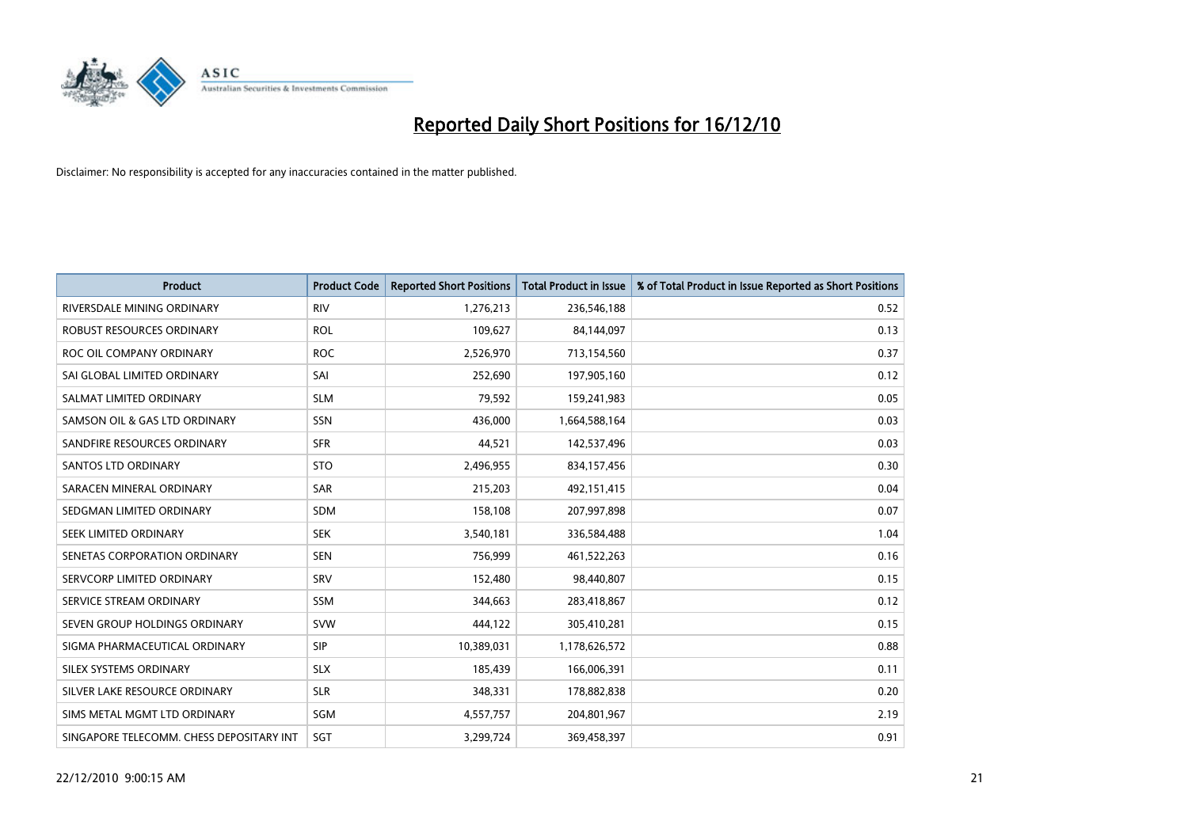# Reported Daily Short Positions for 16/12/10

Disclaimer: No responsibility is accepted for any inaccuracies contained in the matter published.

| Product | Product Code | Reported Short Positions | Total Product in Issue | % of Total Product in Issue Reported as Short Positions |
|---|---|---|---|---|
| RIVERSDALE MINING ORDINARY | RIV | 1,276,213 | 236,546,188 | 0.52 |
| ROBUST RESOURCES ORDINARY | ROL | 109,627 | 84,144,097 | 0.13 |
| ROC OIL COMPANY ORDINARY | ROC | 2,526,970 | 713,154,560 | 0.37 |
| SAI GLOBAL LIMITED ORDINARY | SAI | 252,690 | 197,905,160 | 0.12 |
| SALMAT LIMITED ORDINARY | SLM | 79,592 | 159,241,983 | 0.05 |
| SAMSON OIL & GAS LTD ORDINARY | SSN | 436,000 | 1,664,588,164 | 0.03 |
| SANDFIRE RESOURCES ORDINARY | SFR | 44,521 | 142,537,496 | 0.03 |
| SANTOS LTD ORDINARY | STO | 2,496,955 | 834,157,456 | 0.30 |
| SARACEN MINERAL ORDINARY | SAR | 215,203 | 492,151,415 | 0.04 |
| SEDGMAN LIMITED ORDINARY | SDM | 158,108 | 207,997,898 | 0.07 |
| SEEK LIMITED ORDINARY | SEK | 3,540,181 | 336,584,488 | 1.04 |
| SENETAS CORPORATION ORDINARY | SEN | 756,999 | 461,522,263 | 0.16 |
| SERVCORP LIMITED ORDINARY | SRV | 152,480 | 98,440,807 | 0.15 |
| SERVICE STREAM ORDINARY | SSM | 344,663 | 283,418,867 | 0.12 |
| SEVEN GROUP HOLDINGS ORDINARY | SVW | 444,122 | 305,410,281 | 0.15 |
| SIGMA PHARMACEUTICAL ORDINARY | SIP | 10,389,031 | 1,178,626,572 | 0.88 |
| SILEX SYSTEMS ORDINARY | SLX | 185,439 | 166,006,391 | 0.11 |
| SILVER LAKE RESOURCE ORDINARY | SLR | 348,331 | 178,882,838 | 0.20 |
| SIMS METAL MGMT LTD ORDINARY | SGM | 4,557,757 | 204,801,967 | 2.19 |
| SINGAPORE TELECOMM. CHESS DEPOSITARY INT | SGT | 3,299,724 | 369,458,397 | 0.91 |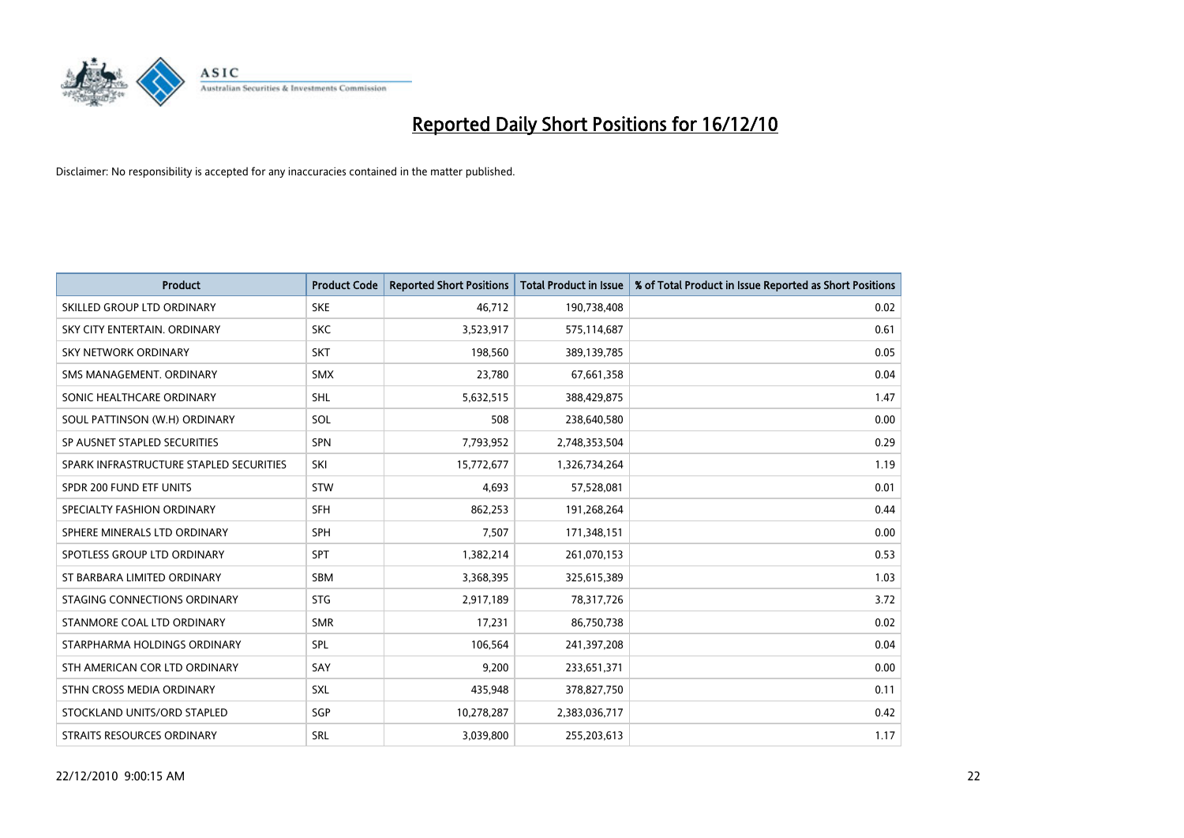# Reported Daily Short Positions for 16/12/10

Disclaimer: No responsibility is accepted for any inaccuracies contained in the matter published.

| Product | Product Code | Reported Short Positions | Total Product in Issue | % of Total Product in Issue Reported as Short Positions |
|---|---|---|---|---|
| SKILLED GROUP LTD ORDINARY | SKE | 46,712 | 190,738,408 | 0.02 |
| SKY CITY ENTERTAIN. ORDINARY | SKC | 3,523,917 | 575,114,687 | 0.61 |
| SKY NETWORK ORDINARY | SKT | 198,560 | 389,139,785 | 0.05 |
| SMS MANAGEMENT. ORDINARY | SMX | 23,780 | 67,661,358 | 0.04 |
| SONIC HEALTHCARE ORDINARY | SHL | 5,632,515 | 388,429,875 | 1.47 |
| SOUL PATTINSON (W.H) ORDINARY | SOL | 508 | 238,640,580 | 0.00 |
| SP AUSNET STAPLED SECURITIES | SPN | 7,793,952 | 2,748,353,504 | 0.29 |
| SPARK INFRASTRUCTURE STAPLED SECURITIES | SKI | 15,772,677 | 1,326,734,264 | 1.19 |
| SPDR 200 FUND ETF UNITS | STW | 4,693 | 57,528,081 | 0.01 |
| SPECIALTY FASHION ORDINARY | SFH | 862,253 | 191,268,264 | 0.44 |
| SPHERE MINERALS LTD ORDINARY | SPH | 7,507 | 171,348,151 | 0.00 |
| SPOTLESS GROUP LTD ORDINARY | SPT | 1,382,214 | 261,070,153 | 0.53 |
| ST BARBARA LIMITED ORDINARY | SBM | 3,368,395 | 325,615,389 | 1.03 |
| STAGING CONNECTIONS ORDINARY | STG | 2,917,189 | 78,317,726 | 3.72 |
| STANMORE COAL LTD ORDINARY | SMR | 17,231 | 86,750,738 | 0.02 |
| STARPHARMA HOLDINGS ORDINARY | SPL | 106,564 | 241,397,208 | 0.04 |
| STH AMERICAN COR LTD ORDINARY | SAY | 9,200 | 233,651,371 | 0.00 |
| STHN CROSS MEDIA ORDINARY | SXL | 435,948 | 378,827,750 | 0.11 |
| STOCKLAND UNITS/ORD STAPLED | SGP | 10,278,287 | 2,383,036,717 | 0.42 |
| STRAITS RESOURCES ORDINARY | SRL | 3,039,800 | 255,203,613 | 1.17 |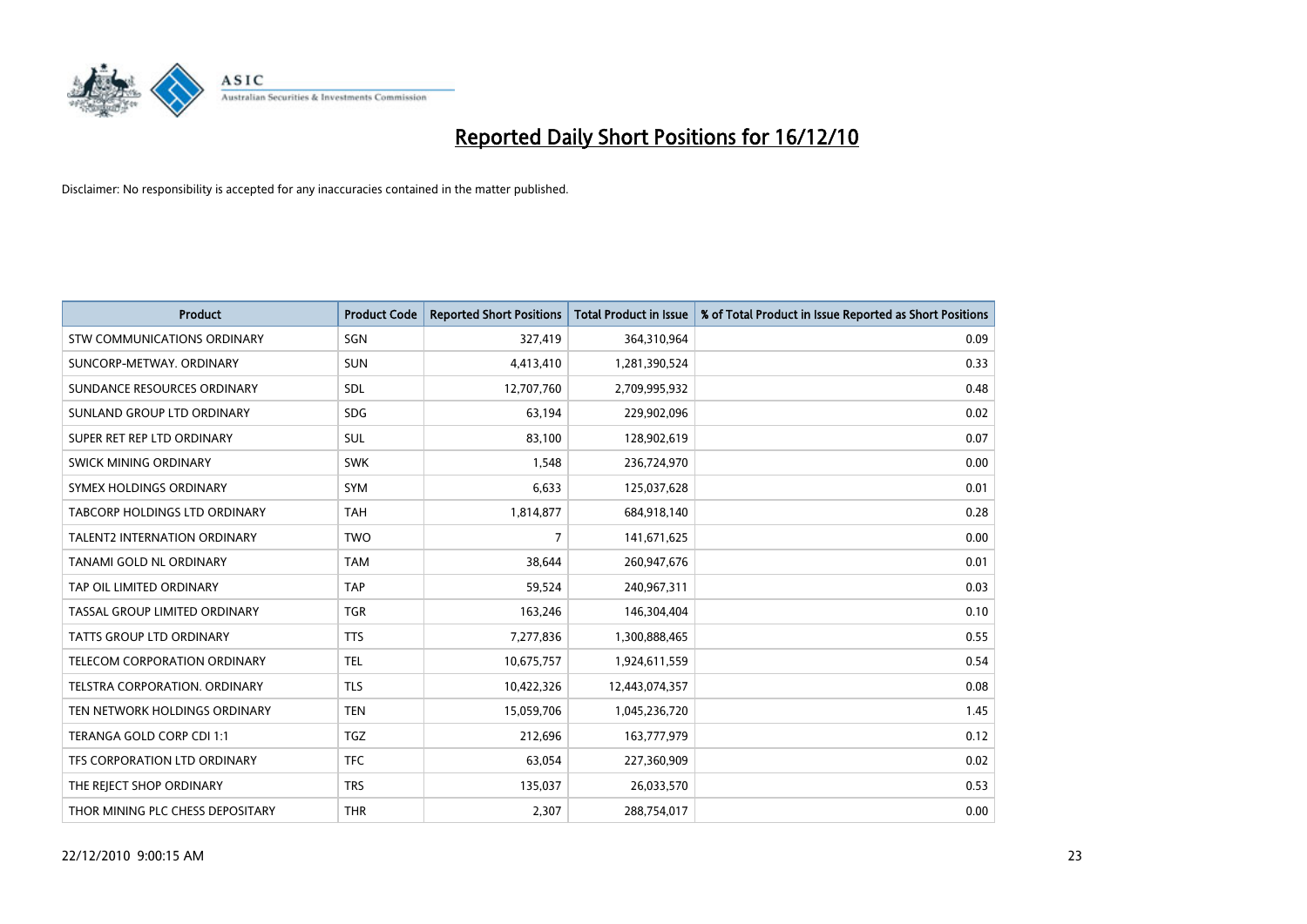# Reported Daily Short Positions for 16/12/10

Disclaimer: No responsibility is accepted for any inaccuracies contained in the matter published.

| Product | Product Code | Reported Short Positions | Total Product in Issue | % of Total Product in Issue Reported as Short Positions |
|---|---|---|---|---|
| STW COMMUNICATIONS ORDINARY | SGN | 327,419 | 364,310,964 | 0.09 |
| SUNCORP-METWAY. ORDINARY | SUN | 4,413,410 | 1,281,390,524 | 0.33 |
| SUNDANCE RESOURCES ORDINARY | SDL | 12,707,760 | 2,709,995,932 | 0.48 |
| SUNLAND GROUP LTD ORDINARY | SDG | 63,194 | 229,902,096 | 0.02 |
| SUPER RET REP LTD ORDINARY | SUL | 83,100 | 128,902,619 | 0.07 |
| SWICK MINING ORDINARY | SWK | 1,548 | 236,724,970 | 0.00 |
| SYMEX HOLDINGS ORDINARY | SYM | 6,633 | 125,037,628 | 0.01 |
| TABCORP HOLDINGS LTD ORDINARY | TAH | 1,814,877 | 684,918,140 | 0.28 |
| TALENT2 INTERNATION ORDINARY | TWO | 7 | 141,671,625 | 0.00 |
| TANAMI GOLD NL ORDINARY | TAM | 38,644 | 260,947,676 | 0.01 |
| TAP OIL LIMITED ORDINARY | TAP | 59,524 | 240,967,311 | 0.03 |
| TASSAL GROUP LIMITED ORDINARY | TGR | 163,246 | 146,304,404 | 0.10 |
| TATTS GROUP LTD ORDINARY | TTS | 7,277,836 | 1,300,888,465 | 0.55 |
| TELECOM CORPORATION ORDINARY | TEL | 10,675,757 | 1,924,611,559 | 0.54 |
| TELSTRA CORPORATION. ORDINARY | TLS | 10,422,326 | 12,443,074,357 | 0.08 |
| TEN NETWORK HOLDINGS ORDINARY | TEN | 15,059,706 | 1,045,236,720 | 1.45 |
| TERANGA GOLD CORP CDI 1:1 | TGZ | 212,696 | 163,777,979 | 0.12 |
| TFS CORPORATION LTD ORDINARY | TFC | 63,054 | 227,360,909 | 0.02 |
| THE REJECT SHOP ORDINARY | TRS | 135,037 | 26,033,570 | 0.53 |
| THOR MINING PLC CHESS DEPOSITARY | THR | 2,307 | 288,754,017 | 0.00 |

22/12/2010 9:00:15 AM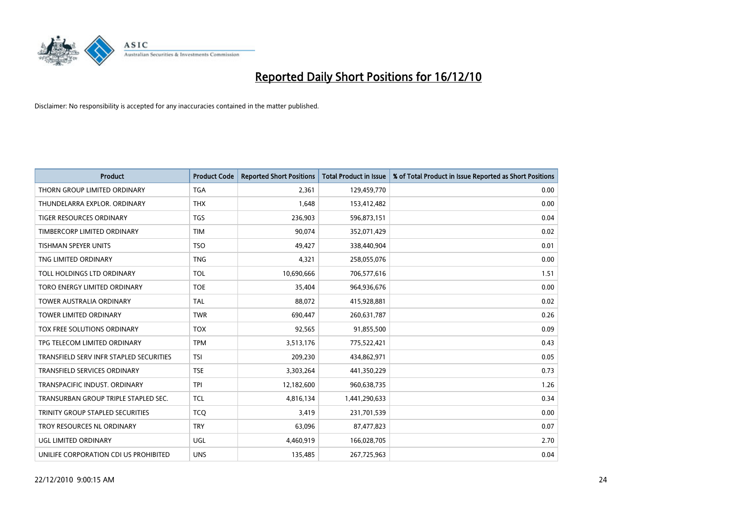# Reported Daily Short Positions for 16/12/10

Disclaimer: No responsibility is accepted for any inaccuracies contained in the matter published.

| Product | Product Code | Reported Short Positions | Total Product in Issue | % of Total Product in Issue Reported as Short Positions |
|---|---|---|---|---|
| THORN GROUP LIMITED ORDINARY | TGA | 2,361 | 129,459,770 | 0.00 |
| THUNDELARRA EXPLOR. ORDINARY | THX | 1,648 | 153,412,482 | 0.00 |
| TIGER RESOURCES ORDINARY | TGS | 236,903 | 596,873,151 | 0.04 |
| TIMBERCORP LIMITED ORDINARY | TIM | 90,074 | 352,071,429 | 0.02 |
| TISHMAN SPEYER UNITS | TSO | 49,427 | 338,440,904 | 0.01 |
| TNG LIMITED ORDINARY | TNG | 4,321 | 258,055,076 | 0.00 |
| TOLL HOLDINGS LTD ORDINARY | TOL | 10,690,666 | 706,577,616 | 1.51 |
| TORO ENERGY LIMITED ORDINARY | TOE | 35,404 | 964,936,676 | 0.00 |
| TOWER AUSTRALIA ORDINARY | TAL | 88,072 | 415,928,881 | 0.02 |
| TOWER LIMITED ORDINARY | TWR | 690,447 | 260,631,787 | 0.26 |
| TOX FREE SOLUTIONS ORDINARY | TOX | 92,565 | 91,855,500 | 0.09 |
| TPG TELECOM LIMITED ORDINARY | TPM | 3,513,176 | 775,522,421 | 0.43 |
| TRANSFIELD SERV INFR STAPLED SECURITIES | TSI | 209,230 | 434,862,971 | 0.05 |
| TRANSFIELD SERVICES ORDINARY | TSE | 3,303,264 | 441,350,229 | 0.73 |
| TRANSPACIFIC INDUST. ORDINARY | TPI | 12,182,600 | 960,638,735 | 1.26 |
| TRANSURBAN GROUP TRIPLE STAPLED SEC. | TCL | 4,816,134 | 1,441,290,633 | 0.34 |
| TRINITY GROUP STAPLED SECURITIES | TCQ | 3,419 | 231,701,539 | 0.00 |
| TROY RESOURCES NL ORDINARY | TRY | 63,096 | 87,477,823 | 0.07 |
| UGL LIMITED ORDINARY | UGL | 4,460,919 | 166,028,705 | 2.70 |
| UNILIFE CORPORATION CDI US PROHIBITED | UNS | 135,485 | 267,725,963 | 0.04 |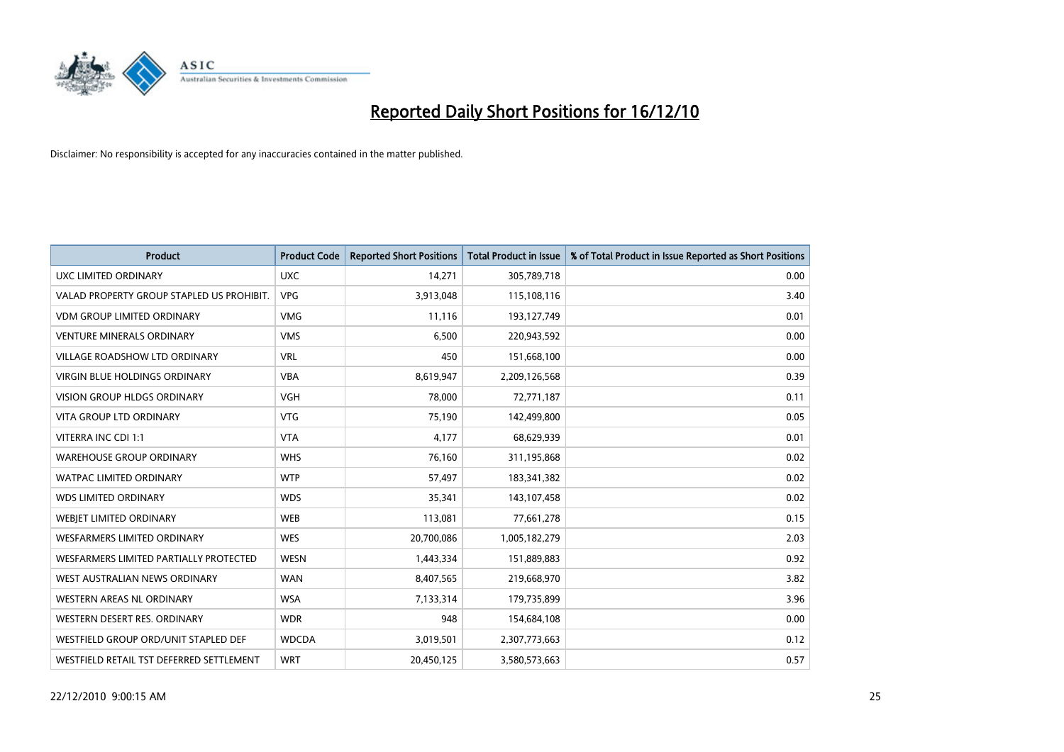# Reported Daily Short Positions for 16/12/10

Disclaimer: No responsibility is accepted for any inaccuracies contained in the matter published.

| Product | Product Code | Reported Short Positions | Total Product in Issue | % of Total Product in Issue Reported as Short Positions |
|---|---|---|---|---|
| UXC LIMITED ORDINARY | UXC | 14,271 | 305,789,718 | 0.00 |
| VALAD PROPERTY GROUP STAPLED US PROHIBIT. | VPG | 3,913,048 | 115,108,116 | 3.40 |
| VDM GROUP LIMITED ORDINARY | VMG | 11,116 | 193,127,749 | 0.01 |
| VENTURE MINERALS ORDINARY | VMS | 6,500 | 220,943,592 | 0.00 |
| VILLAGE ROADSHOW LTD ORDINARY | VRL | 450 | 151,668,100 | 0.00 |
| VIRGIN BLUE HOLDINGS ORDINARY | VBA | 8,619,947 | 2,209,126,568 | 0.39 |
| VISION GROUP HLDGS ORDINARY | VGH | 78,000 | 72,771,187 | 0.11 |
| VITA GROUP LTD ORDINARY | VTG | 75,190 | 142,499,800 | 0.05 |
| VITERRA INC CDI 1:1 | VTA | 4,177 | 68,629,939 | 0.01 |
| WAREHOUSE GROUP ORDINARY | WHS | 76,160 | 311,195,868 | 0.02 |
| WATPAC LIMITED ORDINARY | WTP | 57,497 | 183,341,382 | 0.02 |
| WDS LIMITED ORDINARY | WDS | 35,341 | 143,107,458 | 0.02 |
| WEBJET LIMITED ORDINARY | WEB | 113,081 | 77,661,278 | 0.15 |
| WESFARMERS LIMITED ORDINARY | WES | 20,700,086 | 1,005,182,279 | 2.03 |
| WESFARMERS LIMITED PARTIALLY PROTECTED | WESN | 1,443,334 | 151,889,883 | 0.92 |
| WEST AUSTRALIAN NEWS ORDINARY | WAN | 8,407,565 | 219,668,970 | 3.82 |
| WESTERN AREAS NL ORDINARY | WSA | 7,133,314 | 179,735,899 | 3.96 |
| WESTERN DESERT RES. ORDINARY | WDR | 948 | 154,684,108 | 0.00 |
| WESTFIELD GROUP ORD/UNIT STAPLED DEF | WDCDA | 3,019,501 | 2,307,773,663 | 0.12 |
| WESTFIELD RETAIL TST DEFERRED SETTLEMENT | WRT | 20,450,125 | 3,580,573,663 | 0.57 |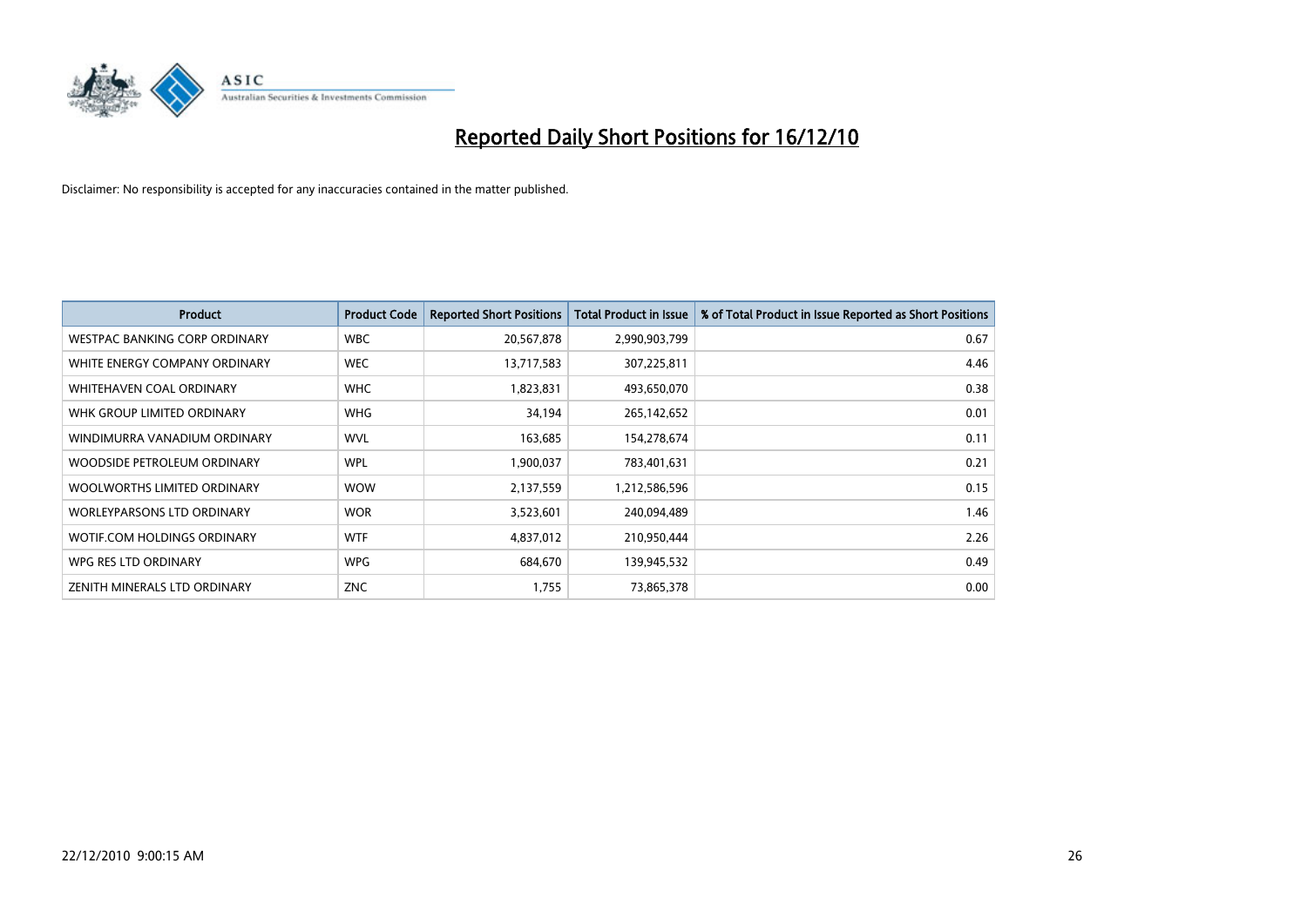# Reported Daily Short Positions for 16/12/10

Disclaimer: No responsibility is accepted for any inaccuracies contained in the matter published.

| Product | Product Code | Reported Short Positions | Total Product in Issue | % of Total Product in Issue Reported as Short Positions |
|---|---|---|---|---|
| WESTPAC BANKING CORP ORDINARY | WBC | 20,567,878 | 2,990,903,799 | 0.67 |
| WHITE ENERGY COMPANY ORDINARY | WEC | 13,717,583 | 307,225,811 | 4.46 |
| WHITEHAVEN COAL ORDINARY | WHC | 1,823,831 | 493,650,070 | 0.38 |
| WHK GROUP LIMITED ORDINARY | WHG | 34,194 | 265,142,652 | 0.01 |
| WINDIMURRA VANADIUM ORDINARY | WVL | 163,685 | 154,278,674 | 0.11 |
| WOODSIDE PETROLEUM ORDINARY | WPL | 1,900,037 | 783,401,631 | 0.21 |
| WOOLWORTHS LIMITED ORDINARY | WOW | 2,137,559 | 1,212,586,596 | 0.15 |
| WORLEYPARSONS LTD ORDINARY | WOR | 3,523,601 | 240,094,489 | 1.46 |
| WOTIF.COM HOLDINGS ORDINARY | WTF | 4,837,012 | 210,950,444 | 2.26 |
| WPG RES LTD ORDINARY | WPG | 684,670 | 139,945,532 | 0.49 |
| ZENITH MINERALS LTD ORDINARY | ZNC | 1,755 | 73,865,378 | 0.00 |